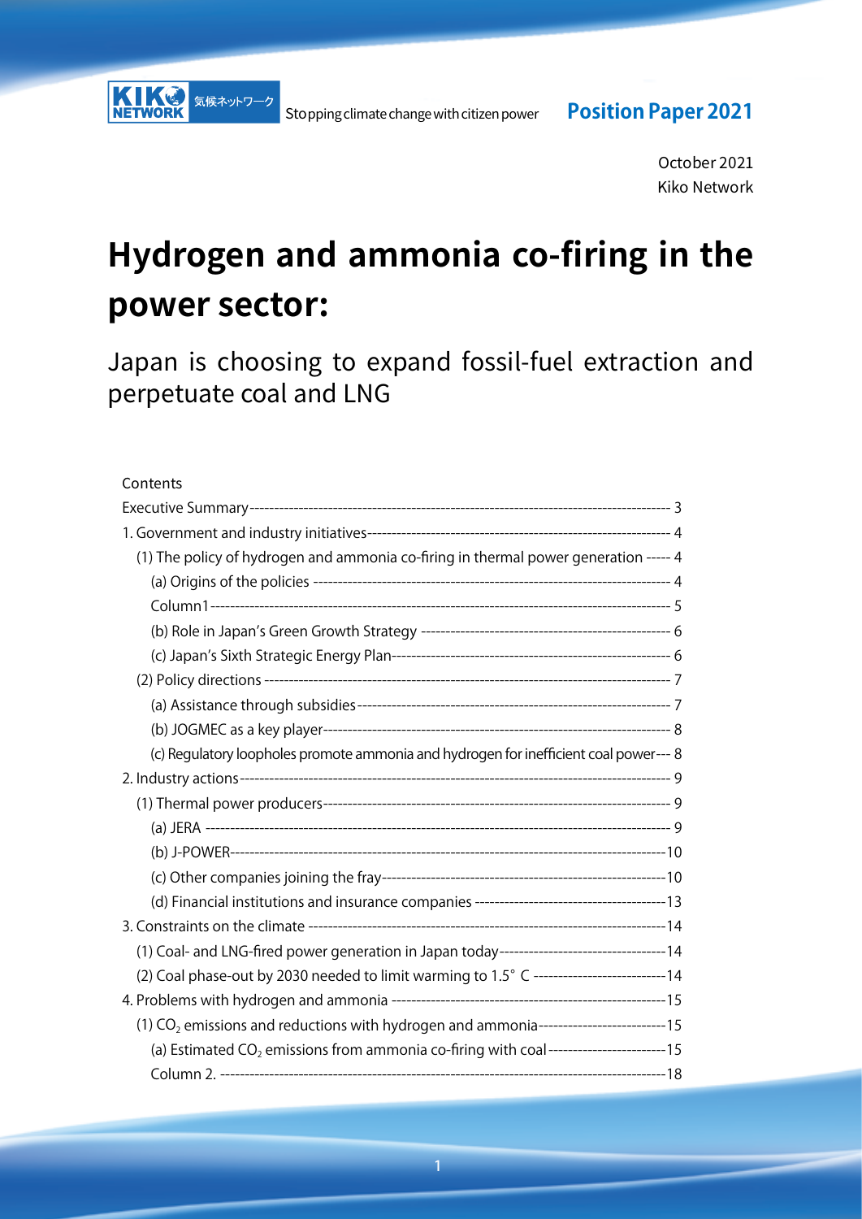KIKO NETWORK 気候ネットワーク Stopping climate change with citizen power **Position Paper 2021**

October 2021
Kiko Network

# Hydrogen and ammonia co-firing in the power sector:

## Japan is choosing to expand fossil-fuel extraction and perpetuate coal and LNG

Contents

Executive Summary ---------- 3
1. Government and industry initiatives ---------- 4
   (1) The policy of hydrogen and ammonia co-firing in thermal power generation ---------- 4
      (a) Origins of the policies ---------- 4
      Column1 ---------- 5
      (b) Role in Japan's Green Growth Strategy ---------- 6
      (c) Japan's Sixth Strategic Energy Plan ---------- 6
   (2) Policy directions ---------- 7
      (a) Assistance through subsidies ---------- 7
      (b) JOGMEC as a key player ---------- 8
      (c) Regulatory loopholes promote ammonia and hydrogen for inefficient coal power ---------- 8
2. Industry actions ---------- 9
   (1) Thermal power producers ---------- 9
      (a) JERA ---------- 9
      (b) J-POWER ---------- 10
      (c) Other companies joining the fray ---------- 10
      (d) Financial institutions and insurance companies ---------- 13
3. Constraints on the climate ---------- 14
   (1) Coal- and LNG-fired power generation in Japan today ---------- 14
   (2) Coal phase-out by 2030 needed to limit warming to 1.5° C ---------- 14
4. Problems with hydrogen and ammonia ---------- 15
   (1) $CO_2$ emissions and reductions with hydrogen and ammonia ---------- 15
      (a) Estimated $CO_2$ emissions from ammonia co-firing with coal ---------- 15
      Column 2. ---------- 18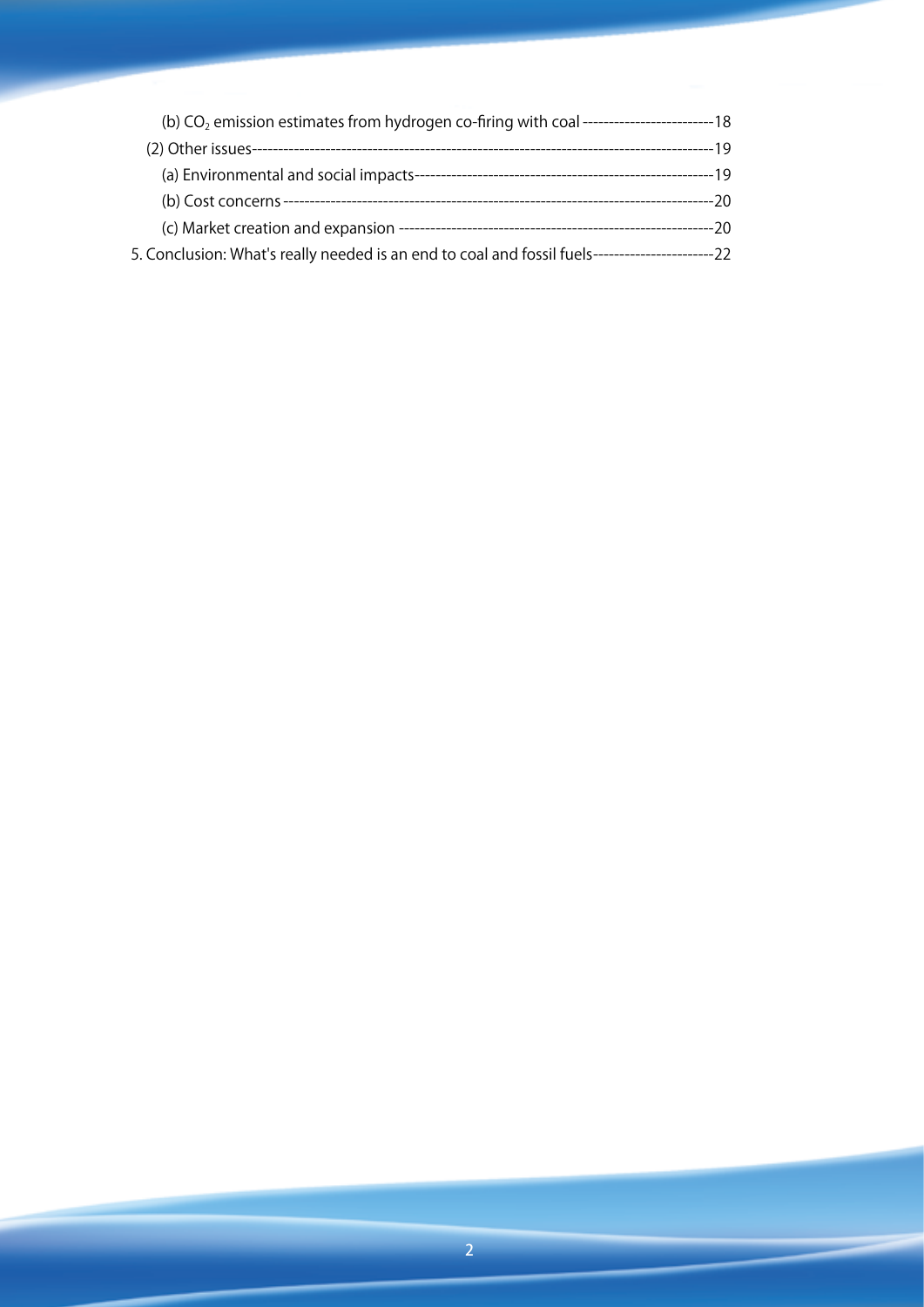(b) $CO_2$ emission estimates from hydrogen co-firing with coal -------------------------18

(2) Other issues-----------------------------------------------------------------------------------------19

(a) Environmental and social impacts---------------------------------------------------------19

(b) Cost concerns ---------------------------------------------------------------------------------20

(c) Market creation and expansion ------------------------------------------------------------20

5. Conclusion: What's really needed is an end to coal and fossil fuels-----------------------22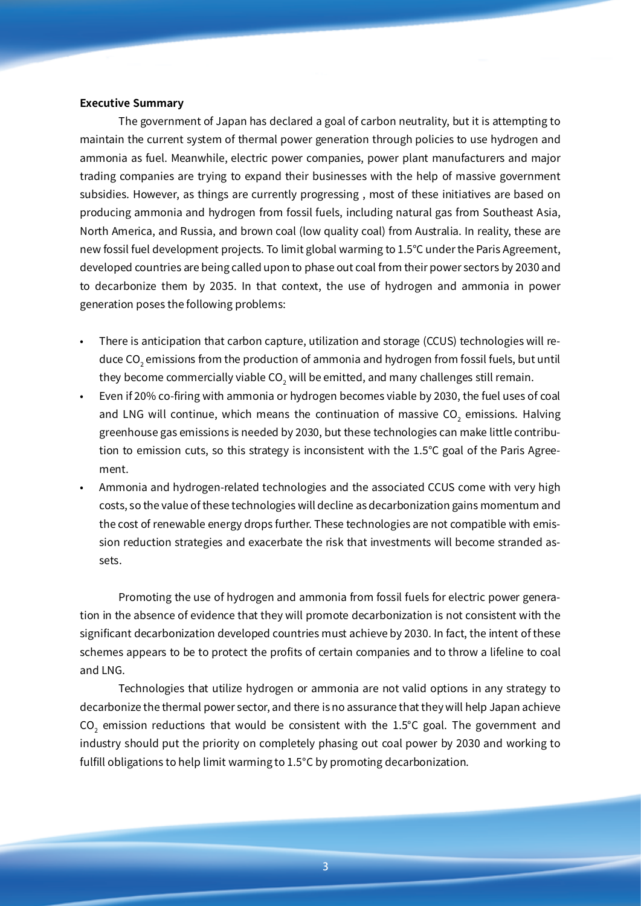**Executive Summary**

The government of Japan has declared a goal of carbon neutrality, but it is attempting to maintain the current system of thermal power generation through policies to use hydrogen and ammonia as fuel. Meanwhile, electric power companies, power plant manufacturers and major trading companies are trying to expand their businesses with the help of massive government subsidies. However, as things are currently progressing , most of these initiatives are based on producing ammonia and hydrogen from fossil fuels, including natural gas from Southeast Asia, North America, and Russia, and brown coal (low quality coal) from Australia. In reality, these are new fossil fuel development projects. To limit global warming to 1.5°C under the Paris Agreement, developed countries are being called upon to phase out coal from their power sectors by 2030 and to decarbonize them by 2035. In that context, the use of hydrogen and ammonia in power generation poses the following problems:

- There is anticipation that carbon capture, utilization and storage (CCUS) technologies will reduce $CO_2$ emissions from the production of ammonia and hydrogen from fossil fuels, but until they become commercially viable $CO_2$ will be emitted, and many challenges still remain.
- Even if 20% co-firing with ammonia or hydrogen becomes viable by 2030, the fuel uses of coal and LNG will continue, which means the continuation of massive $CO_2$ emissions. Halving greenhouse gas emissions is needed by 2030, but these technologies can make little contribution to emission cuts, so this strategy is inconsistent with the 1.5°C goal of the Paris Agreement.
- Ammonia and hydrogen-related technologies and the associated CCUS come with very high costs, so the value of these technologies will decline as decarbonization gains momentum and the cost of renewable energy drops further. These technologies are not compatible with emission reduction strategies and exacerbate the risk that investments will become stranded assets.

Promoting the use of hydrogen and ammonia from fossil fuels for electric power generation in the absence of evidence that they will promote decarbonization is not consistent with the significant decarbonization developed countries must achieve by 2030. In fact, the intent of these schemes appears to be to protect the profits of certain companies and to throw a lifeline to coal and LNG.

Technologies that utilize hydrogen or ammonia are not valid options in any strategy to decarbonize the thermal power sector, and there is no assurance that they will help Japan achieve $CO_2$ emission reductions that would be consistent with the 1.5°C goal. The government and industry should put the priority on completely phasing out coal power by 2030 and working to fulfill obligations to help limit warming to 1.5°C by promoting decarbonization.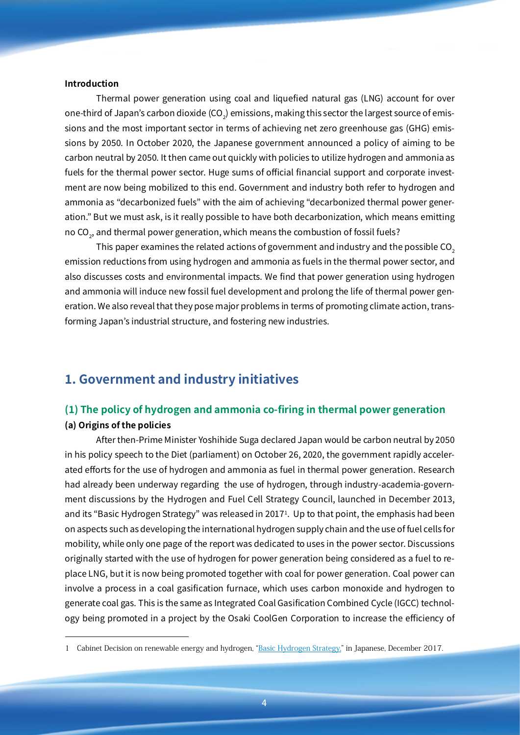**Introduction**

Thermal power generation using coal and liquefied natural gas (LNG) account for over one-third of Japan's carbon dioxide ($CO_2$) emissions, making this sector the largest source of emissions and the most important sector in terms of achieving net zero greenhouse gas (GHG) emissions by 2050. In October 2020, the Japanese government announced a policy of aiming to be carbon neutral by 2050. It then came out quickly with policies to utilize hydrogen and ammonia as fuels for the thermal power sector. Huge sums of official financial support and corporate investment are now being mobilized to this end. Government and industry both refer to hydrogen and ammonia as "decarbonized fuels" with the aim of achieving "decarbonized thermal power generation." But we must ask, is it really possible to have both decarbonization, which means emitting no $CO_2$, and thermal power generation, which means the combustion of fossil fuels?

This paper examines the related actions of government and industry and the possible $CO_2$ emission reductions from using hydrogen and ammonia as fuels in the thermal power sector, and also discusses costs and environmental impacts. We find that power generation using hydrogen and ammonia will induce new fossil fuel development and prolong the life of thermal power generation. We also reveal that they pose major problems in terms of promoting climate action, transforming Japan's industrial structure, and fostering new industries.

## 1. Government and industry initiatives

### (1) The policy of hydrogen and ammonia co-firing in thermal power generation

#### (a) Origins of the policies

After then-Prime Minister Yoshihide Suga declared Japan would be carbon neutral by 2050 in his policy speech to the Diet (parliament) on October 26, 2020, the government rapidly accelerated efforts for the use of hydrogen and ammonia as fuel in thermal power generation. Research had already been underway regarding the use of hydrogen, through industry-academia-government discussions by the Hydrogen and Fuel Cell Strategy Council, launched in December 2013, and its "Basic Hydrogen Strategy" was released in 2017[1]. Up to that point, the emphasis had been on aspects such as developing the international hydrogen supply chain and the use of fuel cells for mobility, while only one page of the report was dedicated to uses in the power sector. Discussions originally started with the use of hydrogen for power generation being considered as a fuel to replace LNG, but it is now being promoted together with coal for power generation. Coal power can involve a process in a coal gasification furnace, which uses carbon monoxide and hydrogen to generate coal gas. This is the same as Integrated Coal Gasification Combined Cycle (IGCC) technology being promoted in a project by the Osaki CoolGen Corporation to increase the efficiency of

---

1 Cabinet Decision on renewable energy and hydrogen, "Basic Hydrogen Strategy," in Japanese, December 2017.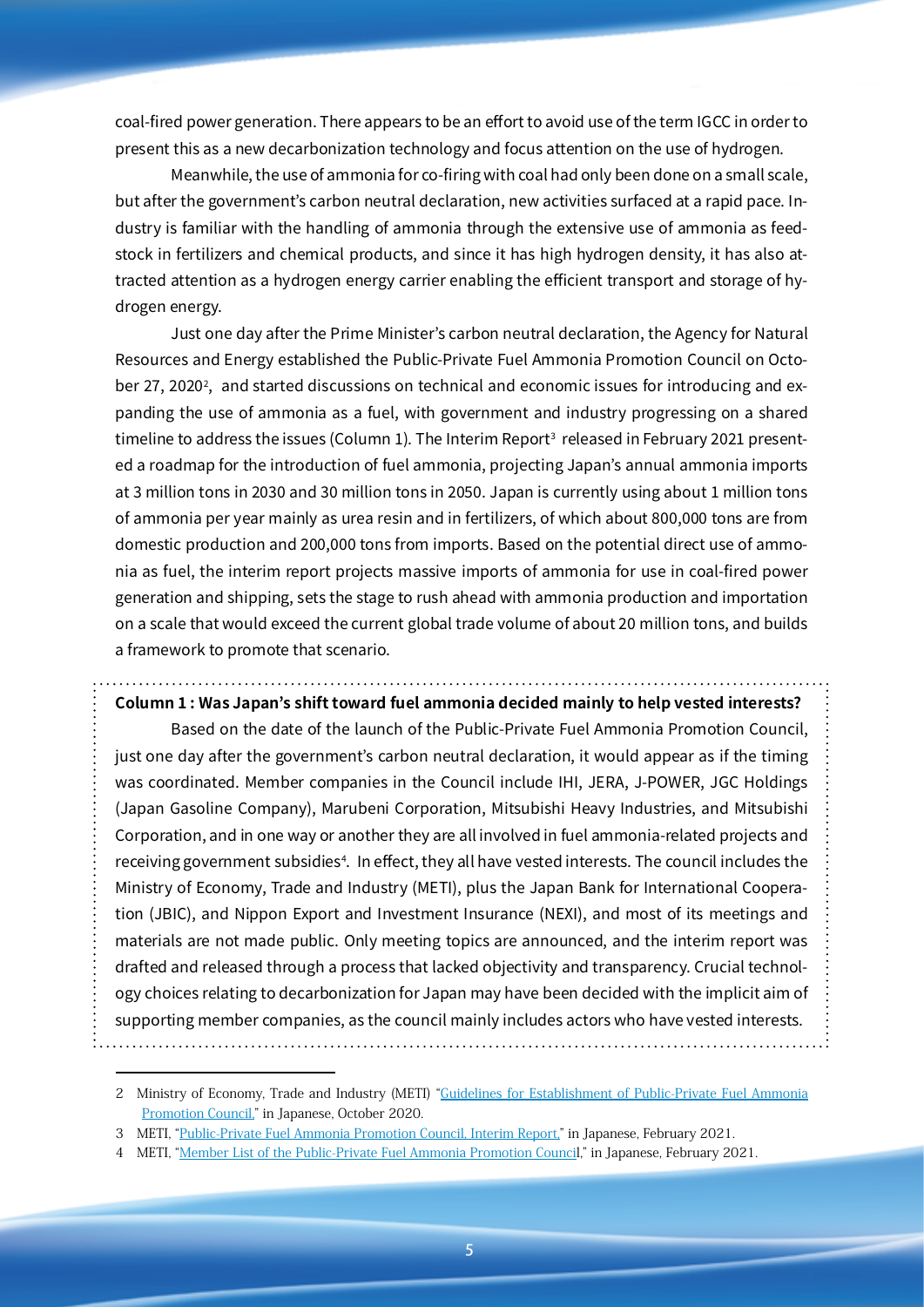coal-fired power generation. There appears to be an effort to avoid use of the term IGCC in order to present this as a new decarbonization technology and focus attention on the use of hydrogen.

Meanwhile, the use of ammonia for co-firing with coal had only been done on a small scale, but after the government's carbon neutral declaration, new activities surfaced at a rapid pace. Industry is familiar with the handling of ammonia through the extensive use of ammonia as feedstock in fertilizers and chemical products, and since it has high hydrogen density, it has also attracted attention as a hydrogen energy carrier enabling the efficient transport and storage of hydrogen energy.

Just one day after the Prime Minister's carbon neutral declaration, the Agency for Natural Resources and Energy established the Public-Private Fuel Ammonia Promotion Council on October 27, 2020[2], and started discussions on technical and economic issues for introducing and expanding the use of ammonia as a fuel, with government and industry progressing on a shared timeline to address the issues (Column 1). The Interim Report[3] released in February 2021 presented a roadmap for the introduction of fuel ammonia, projecting Japan's annual ammonia imports at 3 million tons in 2030 and 30 million tons in 2050. Japan is currently using about 1 million tons of ammonia per year mainly as urea resin and in fertilizers, of which about 800,000 tons are from domestic production and 200,000 tons from imports. Based on the potential direct use of ammonia as fuel, the interim report projects massive imports of ammonia for use in coal-fired power generation and shipping, sets the stage to rush ahead with ammonia production and importation on a scale that would exceed the current global trade volume of about 20 million tons, and builds a framework to promote that scenario.

**Column 1 : Was Japan's shift toward fuel ammonia decided mainly to help vested interests?**

Based on the date of the launch of the Public-Private Fuel Ammonia Promotion Council, just one day after the government's carbon neutral declaration, it would appear as if the timing was coordinated. Member companies in the Council include IHI, JERA, J-POWER, JGC Holdings (Japan Gasoline Company), Marubeni Corporation, Mitsubishi Heavy Industries, and Mitsubishi Corporation, and in one way or another they are all involved in fuel ammonia-related projects and receiving government subsidies[4]. In effect, they all have vested interests. The council includes the Ministry of Economy, Trade and Industry (METI), plus the Japan Bank for International Cooperation (JBIC), and Nippon Export and Investment Insurance (NEXI), and most of its meetings and materials are not made public. Only meeting topics are announced, and the interim report was drafted and released through a process that lacked objectivity and transparency. Crucial technology choices relating to decarbonization for Japan may have been decided with the implicit aim of supporting member companies, as the council mainly includes actors who have vested interests.

---

2 Ministry of Economy, Trade and Industry (METI) "Guidelines for Establishment of Public-Private Fuel Ammonia Promotion Council," in Japanese, October 2020.

3 METI, "Public-Private Fuel Ammonia Promotion Council, Interim Report," in Japanese, February 2021.

4 METI, "Member List of the Public-Private Fuel Ammonia Promotion Council," in Japanese, February 2021.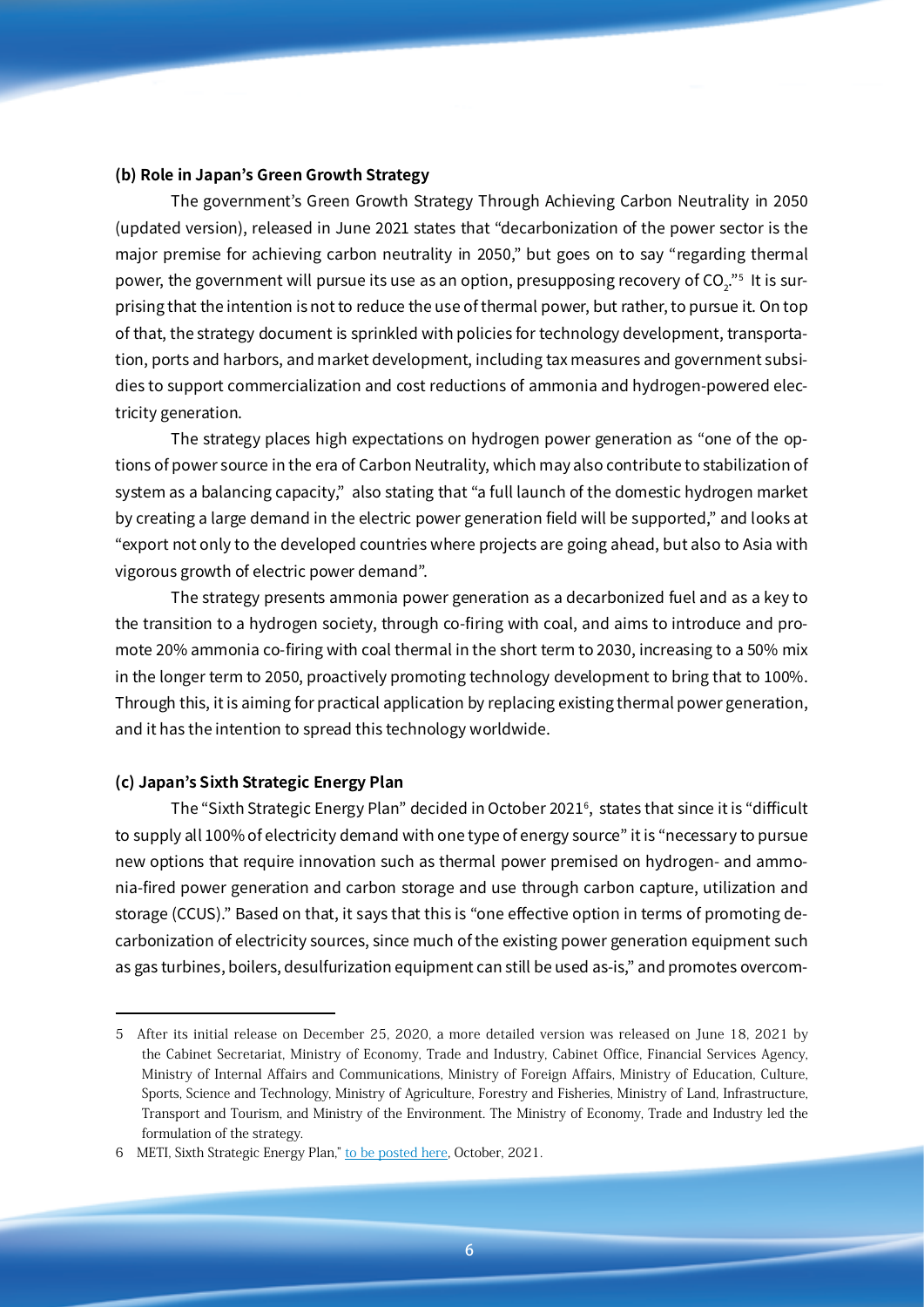**(b) Role in Japan's Green Growth Strategy**

The government's Green Growth Strategy Through Achieving Carbon Neutrality in 2050 (updated version), released in June 2021 states that "decarbonization of the power sector is the major premise for achieving carbon neutrality in 2050," but goes on to say "regarding thermal power, the government will pursue its use as an option, presupposing recovery of $CO_2$."[5] It is surprising that the intention is not to reduce the use of thermal power, but rather, to pursue it. On top of that, the strategy document is sprinkled with policies for technology development, transportation, ports and harbors, and market development, including tax measures and government subsidies to support commercialization and cost reductions of ammonia and hydrogen-powered electricity generation.

The strategy places high expectations on hydrogen power generation as "one of the options of power source in the era of Carbon Neutrality, which may also contribute to stabilization of system as a balancing capacity," also stating that "a full launch of the domestic hydrogen market by creating a large demand in the electric power generation field will be supported," and looks at "export not only to the developed countries where projects are going ahead, but also to Asia with vigorous growth of electric power demand".

The strategy presents ammonia power generation as a decarbonized fuel and as a key to the transition to a hydrogen society, through co-firing with coal, and aims to introduce and promote 20% ammonia co-firing with coal thermal in the short term to 2030, increasing to a 50% mix in the longer term to 2050, proactively promoting technology development to bring that to 100%. Through this, it is aiming for practical application by replacing existing thermal power generation, and it has the intention to spread this technology worldwide.

**(c) Japan's Sixth Strategic Energy Plan**

The "Sixth Strategic Energy Plan" decided in October 2021[6], states that since it is "difficult to supply all 100% of electricity demand with one type of energy source" it is "necessary to pursue new options that require innovation such as thermal power premised on hydrogen- and ammonia-fired power generation and carbon storage and use through carbon capture, utilization and storage (CCUS)." Based on that, it says that this is "one effective option in terms of promoting decarbonization of electricity sources, since much of the existing power generation equipment such as gas turbines, boilers, desulfurization equipment can still be used as-is," and promotes overcom-

---

5 After its initial release on December 25, 2020, a more detailed version was released on June 18, 2021 by the Cabinet Secretariat, Ministry of Economy, Trade and Industry, Cabinet Office, Financial Services Agency, Ministry of Internal Affairs and Communications, Ministry of Foreign Affairs, Ministry of Education, Culture, Sports, Science and Technology, Ministry of Agriculture, Forestry and Fisheries, Ministry of Land, Infrastructure, Transport and Tourism, and Ministry of the Environment. The Ministry of Economy, Trade and Industry led the formulation of the strategy.

6 METI, Sixth Strategic Energy Plan," to be posted here, October, 2021.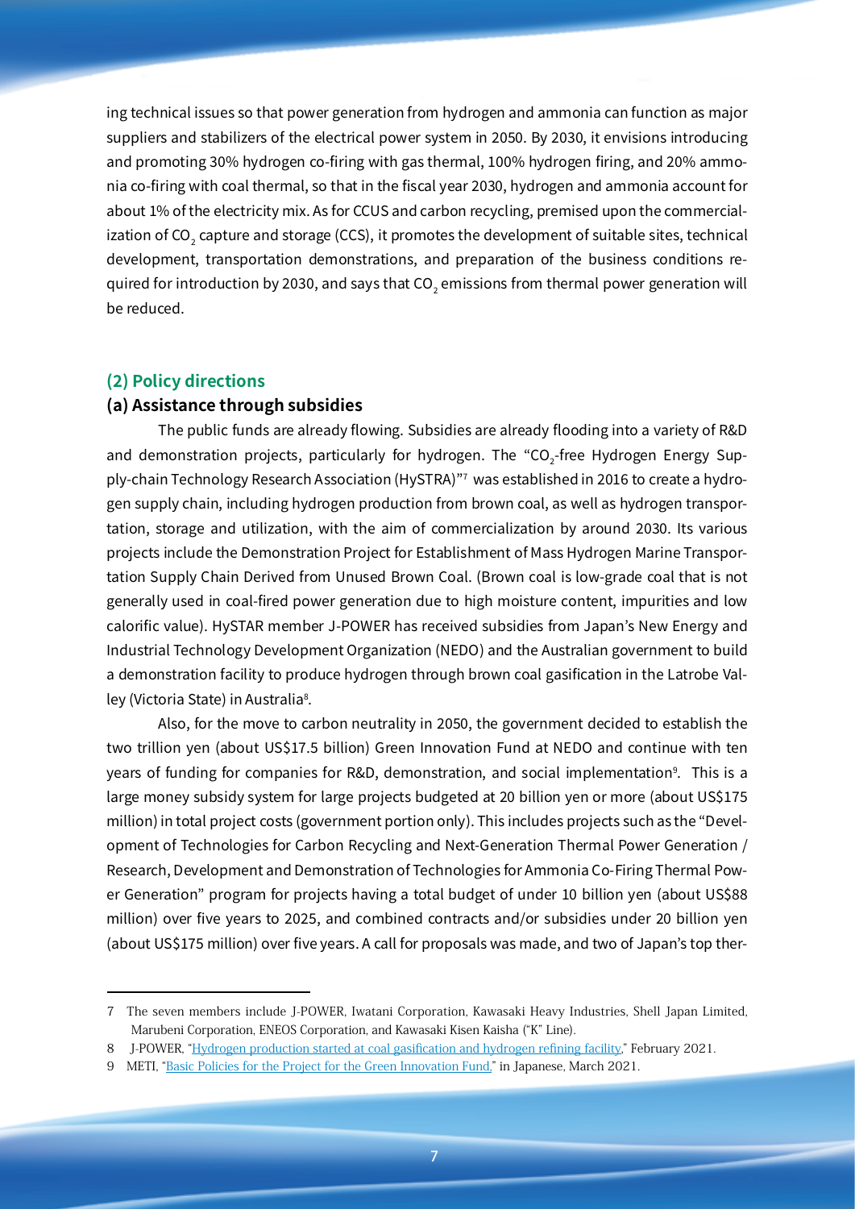ing technical issues so that power generation from hydrogen and ammonia can function as major suppliers and stabilizers of the electrical power system in 2050. By 2030, it envisions introducing and promoting 30% hydrogen co-firing with gas thermal, 100% hydrogen firing, and 20% ammonia co-firing with coal thermal, so that in the fiscal year 2030, hydrogen and ammonia account for about 1% of the electricity mix. As for CCUS and carbon recycling, premised upon the commercialization of $CO_2$ capture and storage (CCS), it promotes the development of suitable sites, technical development, transportation demonstrations, and preparation of the business conditions required for introduction by 2030, and says that $CO_2$ emissions from thermal power generation will be reduced.

## (2) Policy directions

### (a) Assistance through subsidies

The public funds are already flowing. Subsidies are already flooding into a variety of R&D and demonstration projects, particularly for hydrogen. The "$CO_2$-free Hydrogen Energy Supply-chain Technology Research Association (HySTRA)"[7] was established in 2016 to create a hydrogen supply chain, including hydrogen production from brown coal, as well as hydrogen transportation, storage and utilization, with the aim of commercialization by around 2030. Its various projects include the Demonstration Project for Establishment of Mass Hydrogen Marine Transportation Supply Chain Derived from Unused Brown Coal. (Brown coal is low-grade coal that is not generally used in coal-fired power generation due to high moisture content, impurities and low calorific value). HySTAR member J-POWER has received subsidies from Japan's New Energy and Industrial Technology Development Organization (NEDO) and the Australian government to build a demonstration facility to produce hydrogen through brown coal gasification in the Latrobe Valley (Victoria State) in Australia[8].

Also, for the move to carbon neutrality in 2050, the government decided to establish the two trillion yen (about US$17.5 billion) Green Innovation Fund at NEDO and continue with ten years of funding for companies for R&D, demonstration, and social implementation[9]. This is a large money subsidy system for large projects budgeted at 20 billion yen or more (about US$175 million) in total project costs (government portion only). This includes projects such as the "Development of Technologies for Carbon Recycling and Next-Generation Thermal Power Generation / Research, Development and Demonstration of Technologies for Ammonia Co-Firing Thermal Power Generation" program for projects having a total budget of under 10 billion yen (about US$88 million) over five years to 2025, and combined contracts and/or subsidies under 20 billion yen (about US$175 million) over five years. A call for proposals was made, and two of Japan's top ther-

---

7 The seven members include J-POWER, Iwatani Corporation, Kawasaki Heavy Industries, Shell Japan Limited, Marubeni Corporation, ENEOS Corporation, and Kawasaki Kisen Kaisha ("K" Line).

8 J-POWER, "Hydrogen production started at coal gasification and hydrogen refining facility," February 2021.

9 METI, "Basic Policies for the Project for the Green Innovation Fund," in Japanese, March 2021.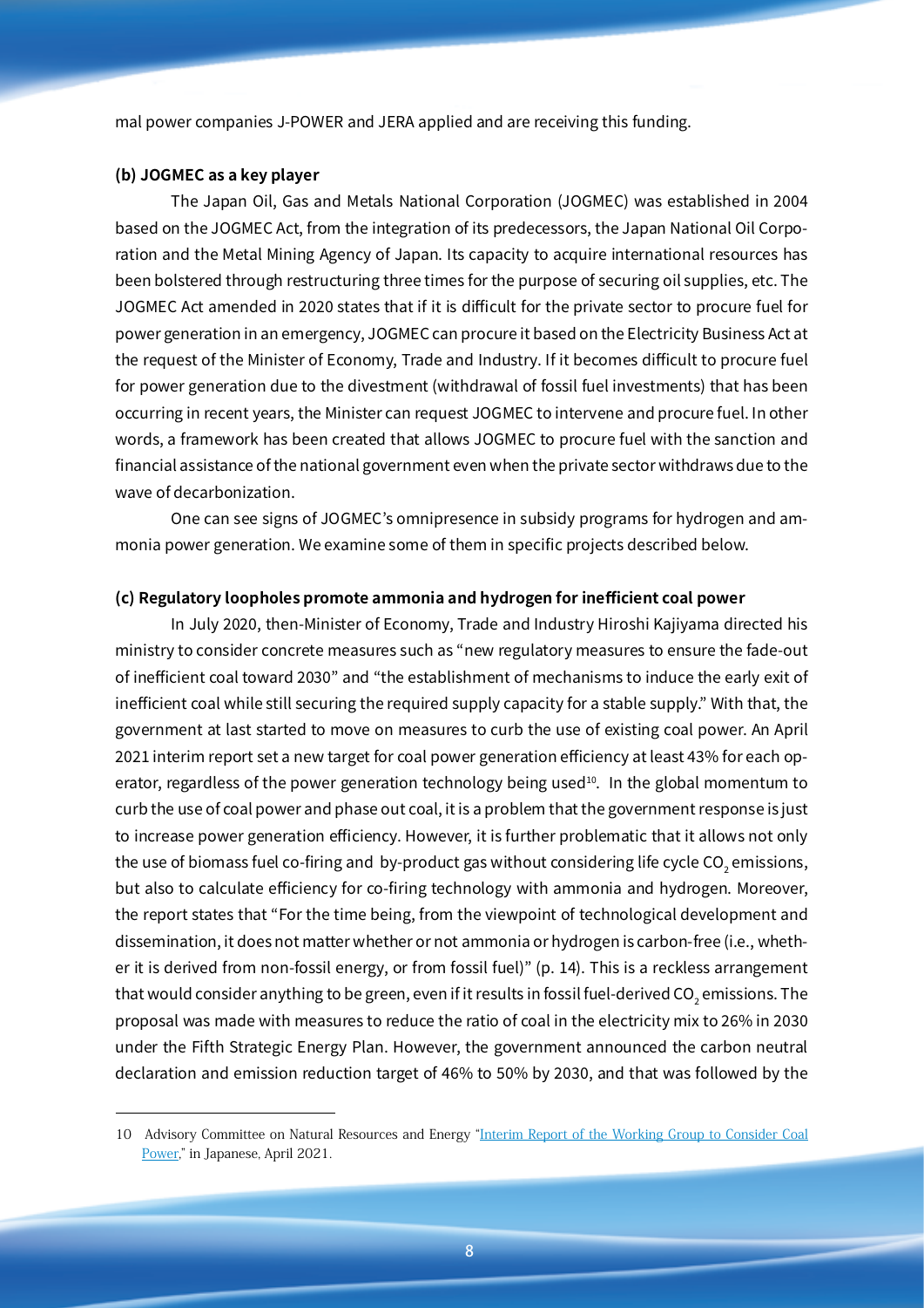mal power companies J-POWER and JERA applied and are receiving this funding.

**(b) JOGMEC as a key player**

The Japan Oil, Gas and Metals National Corporation (JOGMEC) was established in 2004 based on the JOGMEC Act, from the integration of its predecessors, the Japan National Oil Corporation and the Metal Mining Agency of Japan. Its capacity to acquire international resources has been bolstered through restructuring three times for the purpose of securing oil supplies, etc. The JOGMEC Act amended in 2020 states that if it is difficult for the private sector to procure fuel for power generation in an emergency, JOGMEC can procure it based on the Electricity Business Act at the request of the Minister of Economy, Trade and Industry. If it becomes difficult to procure fuel for power generation due to the divestment (withdrawal of fossil fuel investments) that has been occurring in recent years, the Minister can request JOGMEC to intervene and procure fuel. In other words, a framework has been created that allows JOGMEC to procure fuel with the sanction and financial assistance of the national government even when the private sector withdraws due to the wave of decarbonization.

One can see signs of JOGMEC's omnipresence in subsidy programs for hydrogen and ammonia power generation. We examine some of them in specific projects described below.

**(c) Regulatory loopholes promote ammonia and hydrogen for inefficient coal power**

In July 2020, then-Minister of Economy, Trade and Industry Hiroshi Kajiyama directed his ministry to consider concrete measures such as "new regulatory measures to ensure the fade-out of inefficient coal toward 2030" and "the establishment of mechanisms to induce the early exit of inefficient coal while still securing the required supply capacity for a stable supply." With that, the government at last started to move on measures to curb the use of existing coal power. An April 2021 interim report set a new target for coal power generation efficiency at least 43% for each operator, regardless of the power generation technology being used[10]. In the global momentum to curb the use of coal power and phase out coal, it is a problem that the government response is just to increase power generation efficiency. However, it is further problematic that it allows not only the use of biomass fuel co-firing and by-product gas without considering life cycle $CO_2$ emissions, but also to calculate efficiency for co-firing technology with ammonia and hydrogen. Moreover, the report states that "For the time being, from the viewpoint of technological development and dissemination, it does not matter whether or not ammonia or hydrogen is carbon-free (i.e., whether it is derived from non-fossil energy, or from fossil fuel)" (p. 14). This is a reckless arrangement that would consider anything to be green, even if it results in fossil fuel-derived $CO_2$ emissions. The proposal was made with measures to reduce the ratio of coal in the electricity mix to 26% in 2030 under the Fifth Strategic Energy Plan. However, the government announced the carbon neutral declaration and emission reduction target of 46% to 50% by 2030, and that was followed by the

---

10 Advisory Committee on Natural Resources and Energy "Interim Report of the Working Group to Consider Coal Power," in Japanese, April 2021.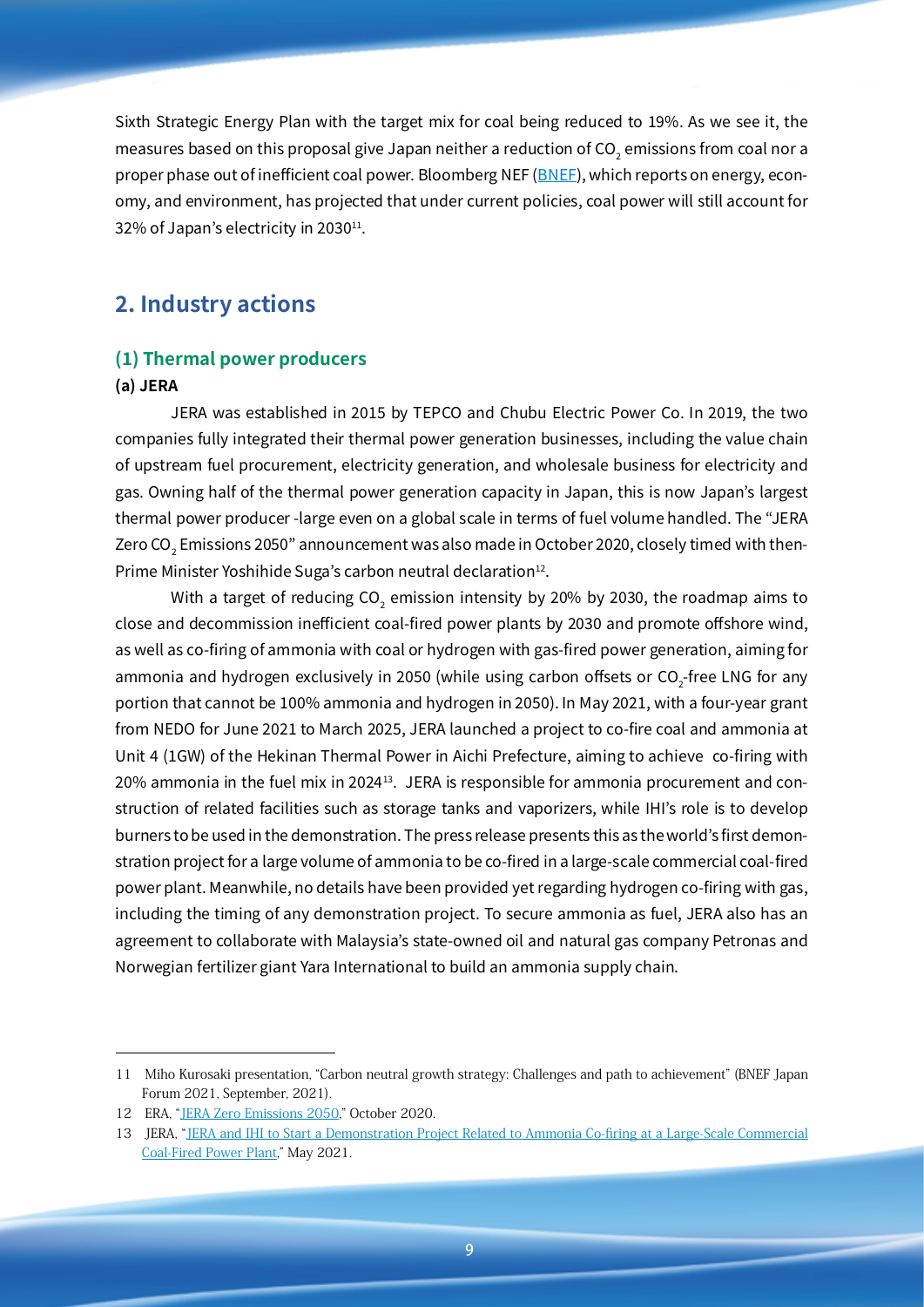Sixth Strategic Energy Plan with the target mix for coal being reduced to 19%. As we see it, the measures based on this proposal give Japan neither a reduction of $CO_2$ emissions from coal nor a proper phase out of inefficient coal power. Bloomberg NEF (BNEF), which reports on energy, economy, and environment, has projected that under current policies, coal power will still account for 32% of Japan's electricity in 2030[11].

## 2. Industry actions

### (1) Thermal power producers

**(a) JERA**

JERA was established in 2015 by TEPCO and Chubu Electric Power Co. In 2019, the two companies fully integrated their thermal power generation businesses, including the value chain of upstream fuel procurement, electricity generation, and wholesale business for electricity and gas. Owning half of the thermal power generation capacity in Japan, this is now Japan's largest thermal power producer -large even on a global scale in terms of fuel volume handled. The "JERA Zero $CO_2$ Emissions 2050" announcement was also made in October 2020, closely timed with then-Prime Minister Yoshihide Suga's carbon neutral declaration[12].

With a target of reducing $CO_2$ emission intensity by 20% by 2030, the roadmap aims to close and decommission inefficient coal-fired power plants by 2030 and promote offshore wind, as well as co-firing of ammonia with coal or hydrogen with gas-fired power generation, aiming for ammonia and hydrogen exclusively in 2050 (while using carbon offsets or $CO_2$-free LNG for any portion that cannot be 100% ammonia and hydrogen in 2050). In May 2021, with a four-year grant from NEDO for June 2021 to March 2025, JERA launched a project to co-fire coal and ammonia at Unit 4 (1GW) of the Hekinan Thermal Power in Aichi Prefecture, aiming to achieve co-firing with 20% ammonia in the fuel mix in 2024[13]. JERA is responsible for ammonia procurement and construction of related facilities such as storage tanks and vaporizers, while IHI's role is to develop burners to be used in the demonstration. The press release presents this as the world's first demonstration project for a large volume of ammonia to be co-fired in a large-scale commercial coal-fired power plant. Meanwhile, no details have been provided yet regarding hydrogen co-firing with gas, including the timing of any demonstration project. To secure ammonia as fuel, JERA also has an agreement to collaborate with Malaysia's state-owned oil and natural gas company Petronas and Norwegian fertilizer giant Yara International to build an ammonia supply chain.

---

11 Miho Kurosaki presentation, "Carbon neutral growth strategy: Challenges and path to achievement" (BNEF Japan Forum 2021, September, 2021).

12 ERA, "JERA Zero Emissions 2050," October 2020.

13 JERA, "JERA and IHI to Start a Demonstration Project Related to Ammonia Co-firing at a Large-Scale Commercial Coal-Fired Power Plant," May 2021.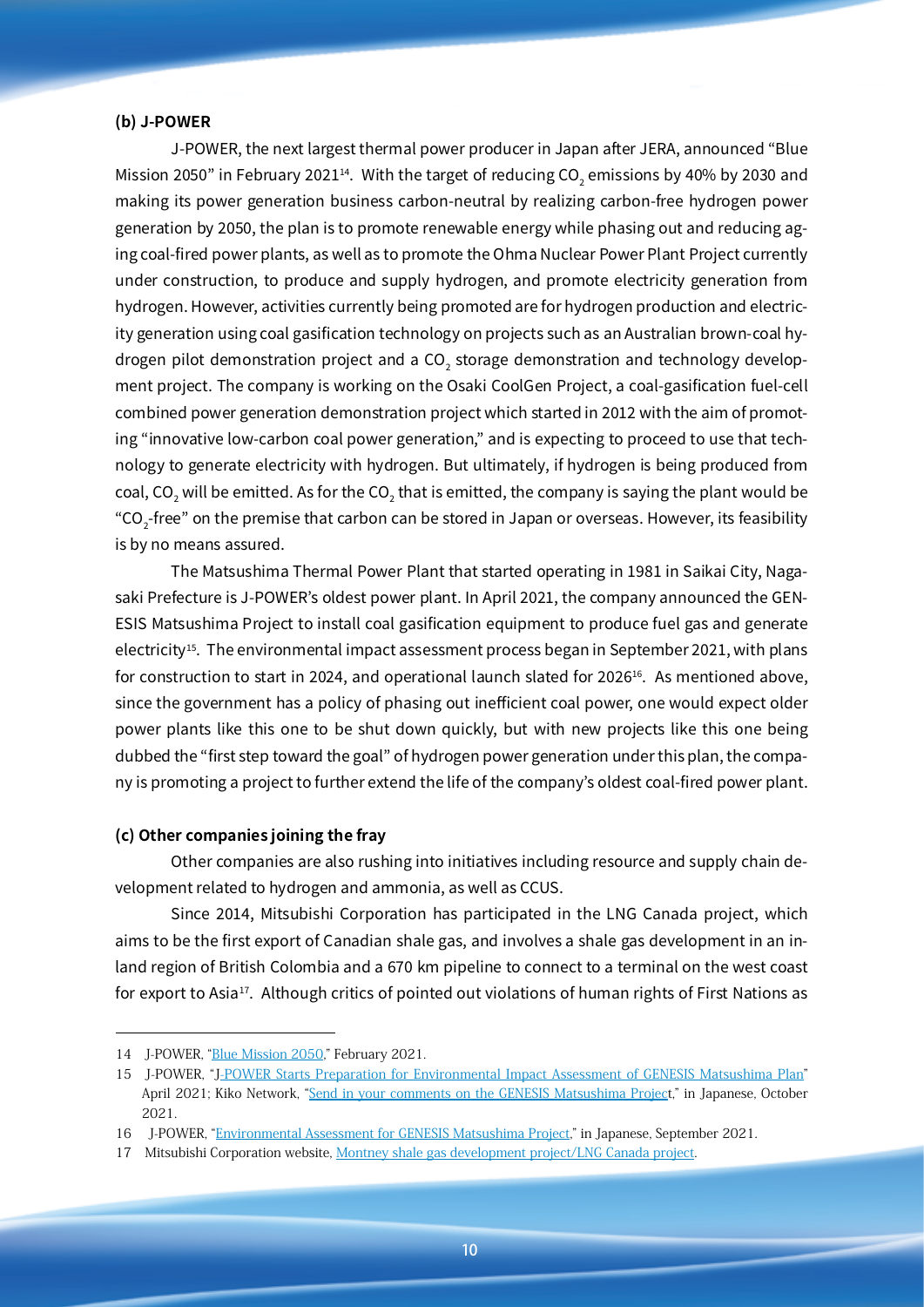### (b) J-POWER

J-POWER, the next largest thermal power producer in Japan after JERA, announced "Blue Mission 2050" in February 2021[14]. With the target of reducing $CO_2$ emissions by 40% by 2030 and making its power generation business carbon-neutral by realizing carbon-free hydrogen power generation by 2050, the plan is to promote renewable energy while phasing out and reducing aging coal-fired power plants, as well as to promote the Ohma Nuclear Power Plant Project currently under construction, to produce and supply hydrogen, and promote electricity generation from hydrogen. However, activities currently being promoted are for hydrogen production and electricity generation using coal gasification technology on projects such as an Australian brown-coal hydrogen pilot demonstration project and a $CO_2$ storage demonstration and technology development project. The company is working on the Osaki CoolGen Project, a coal-gasification fuel-cell combined power generation demonstration project which started in 2012 with the aim of promoting "innovative low-carbon coal power generation," and is expecting to proceed to use that technology to generate electricity with hydrogen. But ultimately, if hydrogen is being produced from coal, $CO_2$ will be emitted. As for the $CO_2$ that is emitted, the company is saying the plant would be "$CO_2$-free" on the premise that carbon can be stored in Japan or overseas. However, its feasibility is by no means assured.

The Matsushima Thermal Power Plant that started operating in 1981 in Saikai City, Nagasaki Prefecture is J-POWER's oldest power plant. In April 2021, the company announced the GENESIS Matsushima Project to install coal gasification equipment to produce fuel gas and generate electricity[15]. The environmental impact assessment process began in September 2021, with plans for construction to start in 2024, and operational launch slated for 2026[16]. As mentioned above, since the government has a policy of phasing out inefficient coal power, one would expect older power plants like this one to be shut down quickly, but with new projects like this one being dubbed the "first step toward the goal" of hydrogen power generation under this plan, the company is promoting a project to further extend the life of the company's oldest coal-fired power plant.

### (c) Other companies joining the fray

Other companies are also rushing into initiatives including resource and supply chain development related to hydrogen and ammonia, as well as CCUS.

Since 2014, Mitsubishi Corporation has participated in the LNG Canada project, which aims to be the first export of Canadian shale gas, and involves a shale gas development in an inland region of British Colombia and a 670 km pipeline to connect to a terminal on the west coast for export to Asia[17]. Although critics of pointed out violations of human rights of First Nations as

---

14 J-POWER, "Blue Mission 2050," February 2021.

15 J-POWER, "J-POWER Starts Preparation for Environmental Impact Assessment of GENESIS Matsushima Plan" April 2021; Kiko Network, "Send in your comments on the GENESIS Matsushima Project," in Japanese, October 2021.

16 J-POWER, "Environmental Assessment for GENESIS Matsushima Project," in Japanese, September 2021.

17 Mitsubishi Corporation website, Montney shale gas development project/LNG Canada project.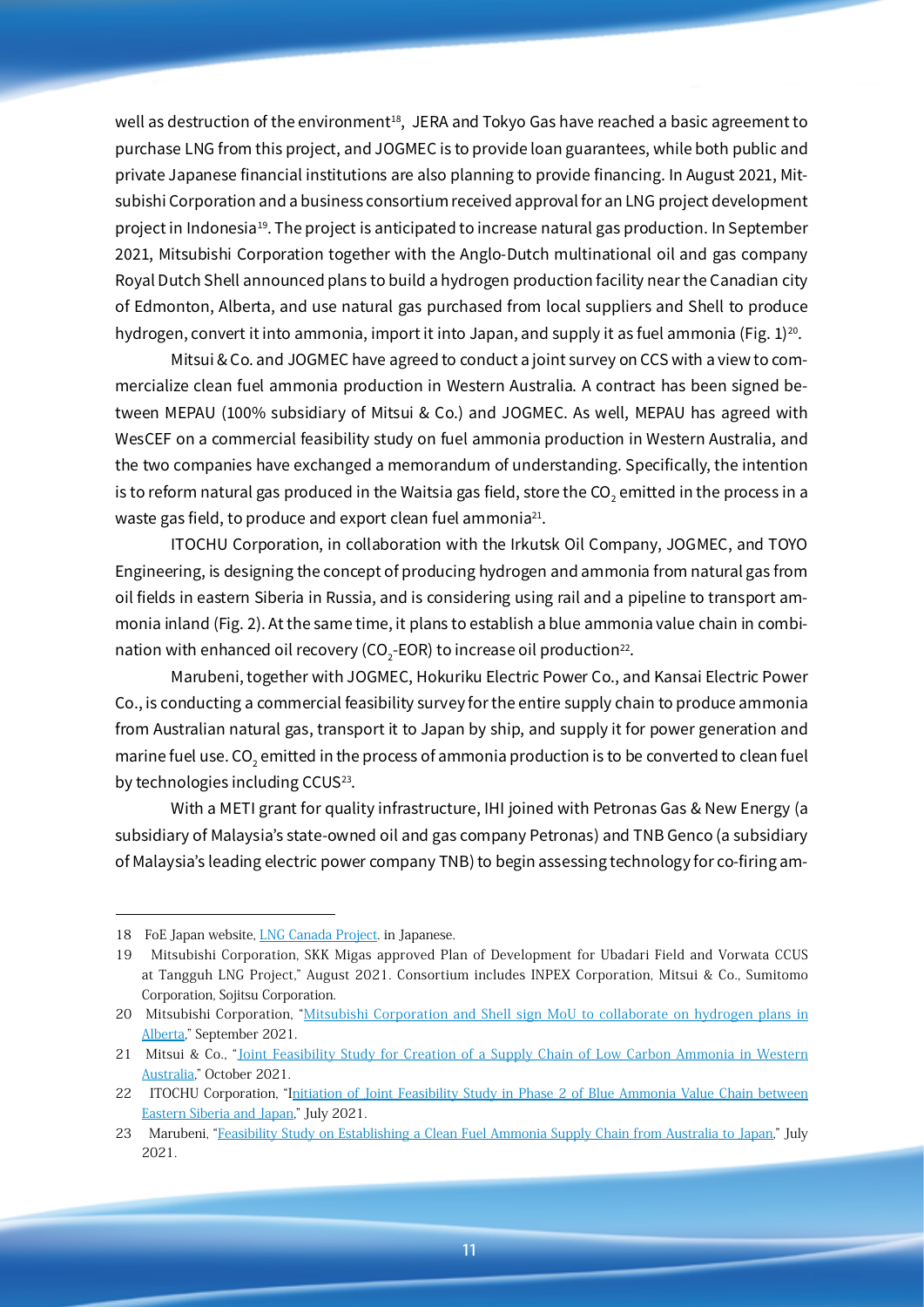well as destruction of the environment[18], JERA and Tokyo Gas have reached a basic agreement to purchase LNG from this project, and JOGMEC is to provide loan guarantees, while both public and private Japanese financial institutions are also planning to provide financing. In August 2021, Mitsubishi Corporation and a business consortium received approval for an LNG project development project in Indonesia[19]. The project is anticipated to increase natural gas production. In September 2021, Mitsubishi Corporation together with the Anglo-Dutch multinational oil and gas company Royal Dutch Shell announced plans to build a hydrogen production facility near the Canadian city of Edmonton, Alberta, and use natural gas purchased from local suppliers and Shell to produce hydrogen, convert it into ammonia, import it into Japan, and supply it as fuel ammonia (Fig. 1)[20].

Mitsui & Co. and JOGMEC have agreed to conduct a joint survey on CCS with a view to commercialize clean fuel ammonia production in Western Australia. A contract has been signed between MEPAU (100% subsidiary of Mitsui & Co.) and JOGMEC. As well, MEPAU has agreed with WesCEF on a commercial feasibility study on fuel ammonia production in Western Australia, and the two companies have exchanged a memorandum of understanding. Specifically, the intention is to reform natural gas produced in the Waitsia gas field, store the $CO_2$ emitted in the process in a waste gas field, to produce and export clean fuel ammonia[21].

ITOCHU Corporation, in collaboration with the Irkutsk Oil Company, JOGMEC, and TOYO Engineering, is designing the concept of producing hydrogen and ammonia from natural gas from oil fields in eastern Siberia in Russia, and is considering using rail and a pipeline to transport ammonia inland (Fig. 2). At the same time, it plans to establish a blue ammonia value chain in combination with enhanced oil recovery ($CO_2$-EOR) to increase oil production[22].

Marubeni, together with JOGMEC, Hokuriku Electric Power Co., and Kansai Electric Power Co., is conducting a commercial feasibility survey for the entire supply chain to produce ammonia from Australian natural gas, transport it to Japan by ship, and supply it for power generation and marine fuel use. $CO_2$ emitted in the process of ammonia production is to be converted to clean fuel by technologies including CCUS[23].

With a METI grant for quality infrastructure, IHI joined with Petronas Gas & New Energy (a subsidiary of Malaysia's state-owned oil and gas company Petronas) and TNB Genco (a subsidiary of Malaysia's leading electric power company TNB) to begin assessing technology for co-firing am-

---

18 FoE Japan website, LNG Canada Project. in Japanese.

19 Mitsubishi Corporation, SKK Migas approved Plan of Development for Ubadari Field and Vorwata CCUS at Tangguh LNG Project," August 2021. Consortium includes INPEX Corporation, Mitsui & Co., Sumitomo Corporation, Sojitsu Corporation.

20 Mitsubishi Corporation, "Mitsubishi Corporation and Shell sign MoU to collaborate on hydrogen plans in Alberta," September 2021.

21 Mitsui & Co., "Joint Feasibility Study for Creation of a Supply Chain of Low Carbon Ammonia in Western Australia," October 2021.

22 ITOCHU Corporation, "Initiation of Joint Feasibility Study in Phase 2 of Blue Ammonia Value Chain between Eastern Siberia and Japan," July 2021.

23 Marubeni, "Feasibility Study on Establishing a Clean Fuel Ammonia Supply Chain from Australia to Japan," July 2021.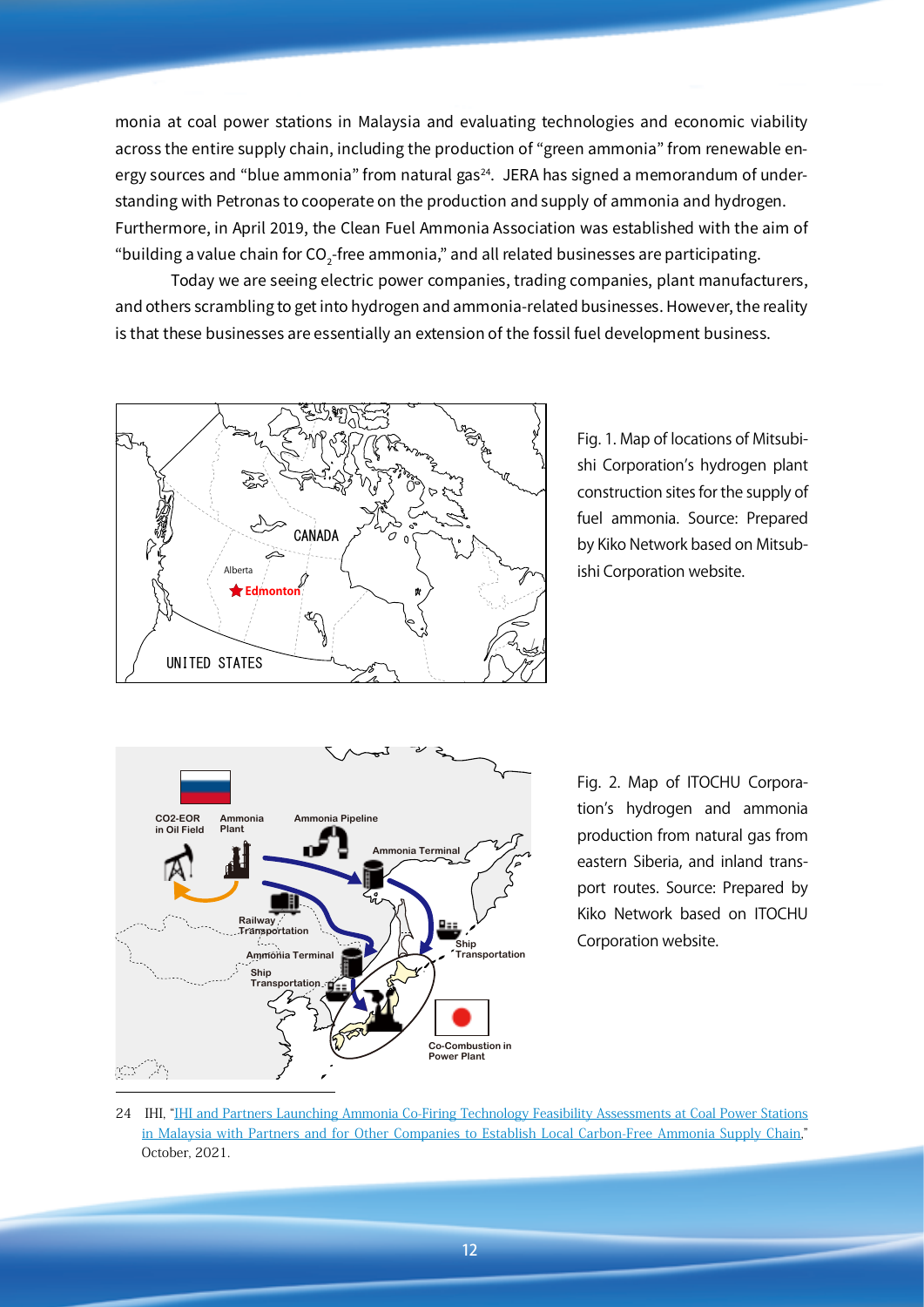monia at coal power stations in Malaysia and evaluating technologies and economic viability across the entire supply chain, including the production of "green ammonia" from renewable energy sources and "blue ammonia" from natural gas[24]. JERA has signed a memorandum of understanding with Petronas to cooperate on the production and supply of ammonia and hydrogen. Furthermore, in April 2019, the Clean Fuel Ammonia Association was established with the aim of "building a value chain for $CO_2$-free ammonia," and all related businesses are participating.

Today we are seeing electric power companies, trading companies, plant manufacturers, and others scrambling to get into hydrogen and ammonia-related businesses. However, the reality is that these businesses are essentially an extension of the fossil fuel development business.

Fig. 1. Map of locations of Mitsubishi Corporation's hydrogen plant construction sites for the supply of fuel ammonia. Source: Prepared by Kiko Network based on Mitsubishi Corporation website.

Fig. 2. Map of ITOCHU Corporation's hydrogen and ammonia production from natural gas from eastern Siberia, and inland transport routes. Source: Prepared by Kiko Network based on ITOCHU Corporation website.

---

24 IHI, "IHI and Partners Launching Ammonia Co-Firing Technology Feasibility Assessments at Coal Power Stations in Malaysia with Partners and for Other Companies to Establish Local Carbon-Free Ammonia Supply Chain," October, 2021.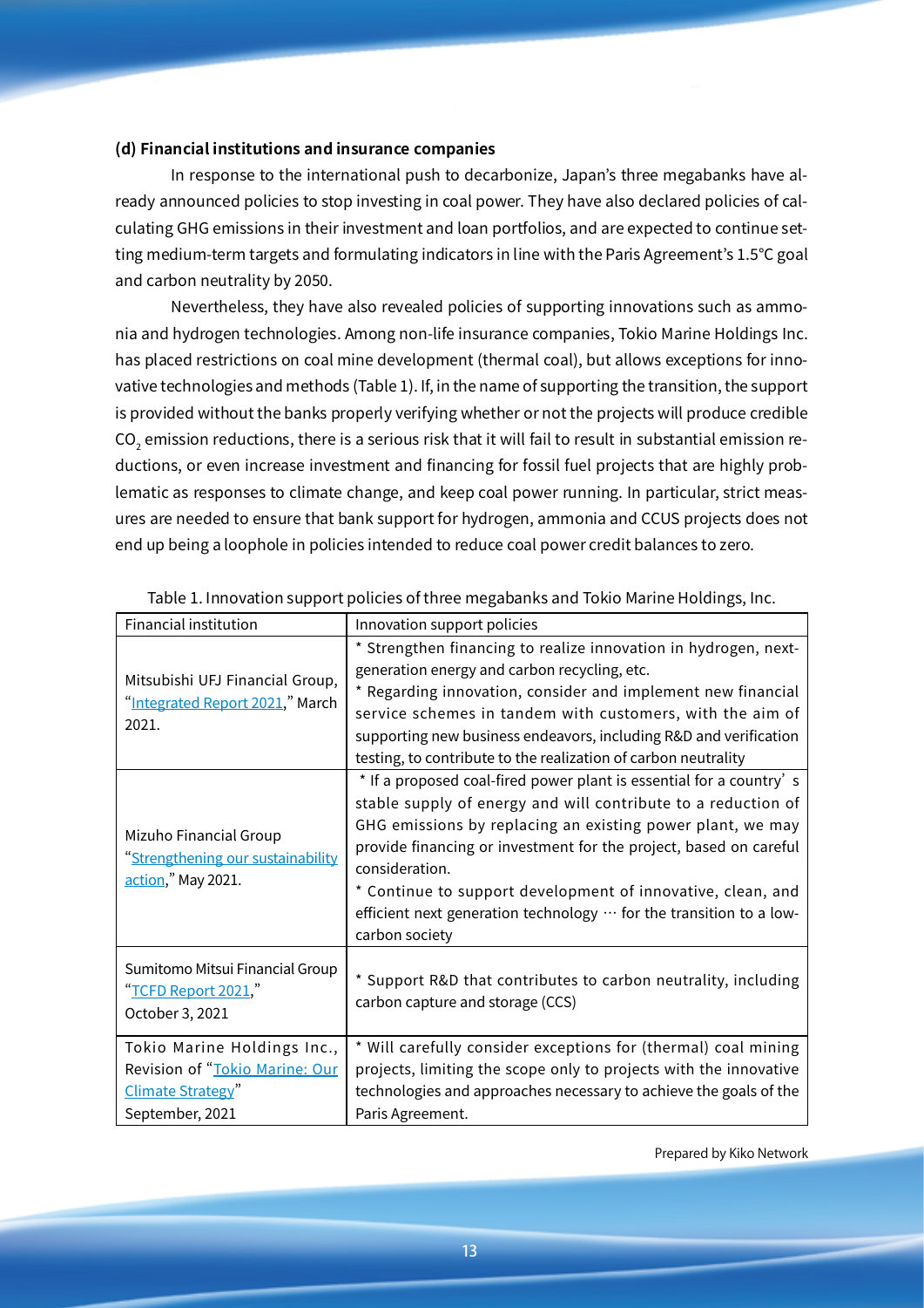### (d) Financial institutions and insurance companies

In response to the international push to decarbonize, Japan's three megabanks have already announced policies to stop investing in coal power. They have also declared policies of calculating GHG emissions in their investment and loan portfolios, and are expected to continue setting medium-term targets and formulating indicators in line with the Paris Agreement's 1.5°C goal and carbon neutrality by 2050.

Nevertheless, they have also revealed policies of supporting innovations such as ammonia and hydrogen technologies. Among non-life insurance companies, Tokio Marine Holdings Inc. has placed restrictions on coal mine development (thermal coal), but allows exceptions for innovative technologies and methods (Table 1). If, in the name of supporting the transition, the support is provided without the banks properly verifying whether or not the projects will produce credible $CO_2$ emission reductions, there is a serious risk that it will fail to result in substantial emission reductions, or even increase investment and financing for fossil fuel projects that are highly problematic as responses to climate change, and keep coal power running. In particular, strict measures are needed to ensure that bank support for hydrogen, ammonia and CCUS projects does not end up being a loophole in policies intended to reduce coal power credit balances to zero.

Table 1. Innovation support policies of three megabanks and Tokio Marine Holdings, Inc.

| Financial institution | Innovation support policies |
|---|---|
| Mitsubishi UFJ Financial Group, "Integrated Report 2021," March 2021. | * Strengthen financing to realize innovation in hydrogen, next-generation energy and carbon recycling, etc.<br>* Regarding innovation, consider and implement new financial service schemes in tandem with customers, with the aim of supporting new business endeavors, including R&D and verification testing, to contribute to the realization of carbon neutrality |
| Mizuho Financial Group "Strengthening our sustainability action," May 2021. | * If a proposed coal-fired power plant is essential for a country's stable supply of energy and will contribute to a reduction of GHG emissions by replacing an existing power plant, we may provide financing or investment for the project, based on careful consideration.<br>* Continue to support development of innovative, clean, and efficient next generation technology … for the transition to a low-carbon society |
| Sumitomo Mitsui Financial Group "TCFD Report 2021," October 3, 2021 | * Support R&D that contributes to carbon neutrality, including carbon capture and storage (CCS) |
| Tokio Marine Holdings Inc., Revision of "Tokio Marine: Our Climate Strategy" September, 2021 | * Will carefully consider exceptions for (thermal) coal mining projects, limiting the scope only to projects with the innovative technologies and approaches necessary to achieve the goals of the Paris Agreement. |

Prepared by Kiko Network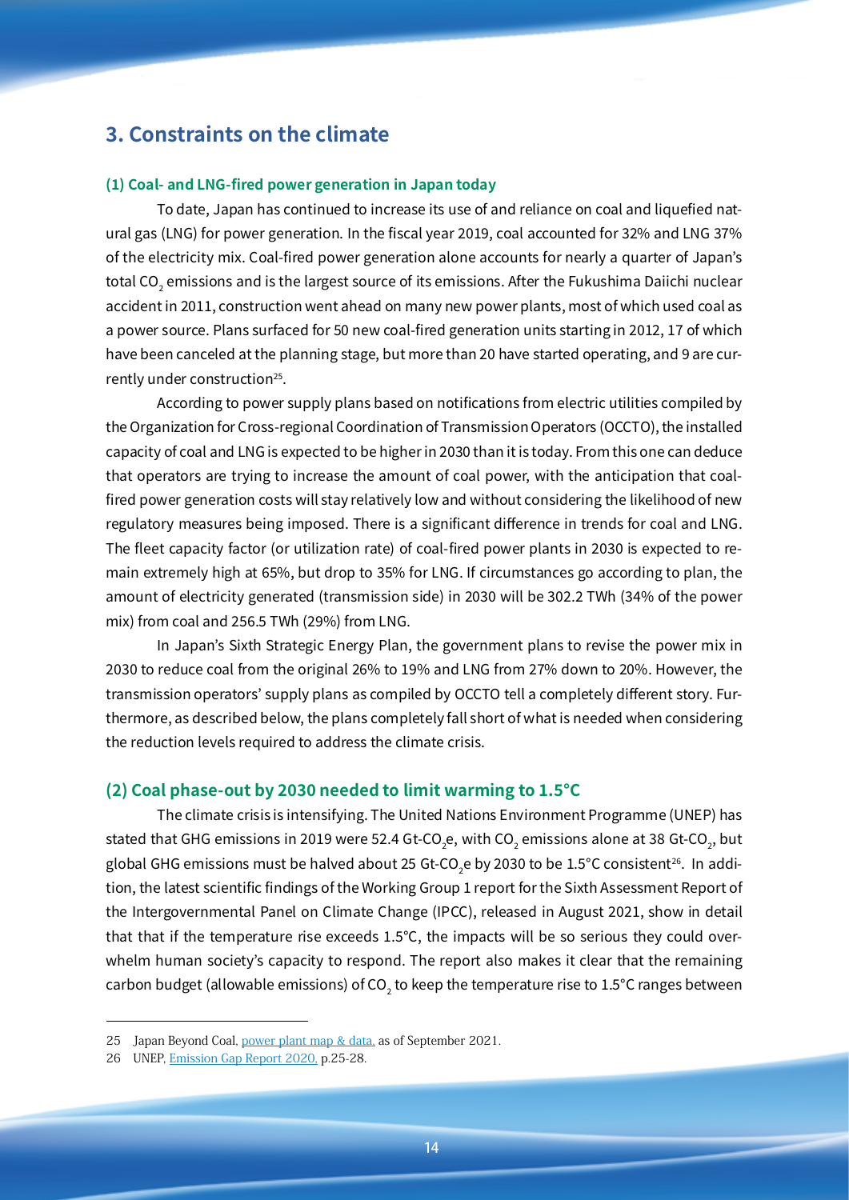## 3. Constraints on the climate

### (1) Coal- and LNG-fired power generation in Japan today

To date, Japan has continued to increase its use of and reliance on coal and liquefied natural gas (LNG) for power generation. In the fiscal year 2019, coal accounted for 32% and LNG 37% of the electricity mix. Coal-fired power generation alone accounts for nearly a quarter of Japan's total $CO_2$ emissions and is the largest source of its emissions. After the Fukushima Daiichi nuclear accident in 2011, construction went ahead on many new power plants, most of which used coal as a power source. Plans surfaced for 50 new coal-fired generation units starting in 2012, 17 of which have been canceled at the planning stage, but more than 20 have started operating, and 9 are currently under construction[25].

According to power supply plans based on notifications from electric utilities compiled by the Organization for Cross-regional Coordination of Transmission Operators (OCCTO), the installed capacity of coal and LNG is expected to be higher in 2030 than it is today. From this one can deduce that operators are trying to increase the amount of coal power, with the anticipation that coal-fired power generation costs will stay relatively low and without considering the likelihood of new regulatory measures being imposed. There is a significant difference in trends for coal and LNG. The fleet capacity factor (or utilization rate) of coal-fired power plants in 2030 is expected to remain extremely high at 65%, but drop to 35% for LNG. If circumstances go according to plan, the amount of electricity generated (transmission side) in 2030 will be 302.2 TWh (34% of the power mix) from coal and 256.5 TWh (29%) from LNG.

In Japan's Sixth Strategic Energy Plan, the government plans to revise the power mix in 2030 to reduce coal from the original 26% to 19% and LNG from 27% down to 20%. However, the transmission operators' supply plans as compiled by OCCTO tell a completely different story. Furthermore, as described below, the plans completely fall short of what is needed when considering the reduction levels required to address the climate crisis.

### (2) Coal phase-out by 2030 needed to limit warming to 1.5°C

The climate crisis is intensifying. The United Nations Environment Programme (UNEP) has stated that GHG emissions in 2019 were 52.4 Gt-$CO_2$e, with $CO_2$ emissions alone at 38 Gt-$CO_2$, but global GHG emissions must be halved about 25 Gt-$CO_2$e by 2030 to be 1.5°C consistent[26]. In addition, the latest scientific findings of the Working Group 1 report for the Sixth Assessment Report of the Intergovernmental Panel on Climate Change (IPCC), released in August 2021, show in detail that that if the temperature rise exceeds 1.5°C, the impacts will be so serious they could overwhelm human society's capacity to respond. The report also makes it clear that the remaining carbon budget (allowable emissions) of $CO_2$ to keep the temperature rise to 1.5°C ranges between

---

25 Japan Beyond Coal, power plant map & data, as of September 2021.

26 UNEP, Emission Gap Report 2020, p.25-28.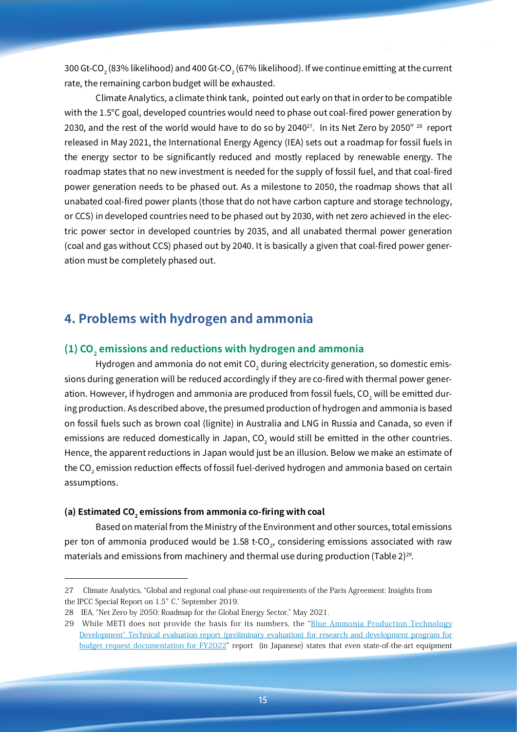300 Gt-$CO_2$ (83% likelihood) and 400 Gt-$CO_2$ (67% likelihood). If we continue emitting at the current rate, the remaining carbon budget will be exhausted.

Climate Analytics, a climate think tank, pointed out early on that in order to be compatible with the 1.5°C goal, developed countries would need to phase out coal-fired power generation by 2030, and the rest of the world would have to do so by 2040[27]. In its Net Zero by 2050" [28] report released in May 2021, the International Energy Agency (IEA) sets out a roadmap for fossil fuels in the energy sector to be significantly reduced and mostly replaced by renewable energy. The roadmap states that no new investment is needed for the supply of fossil fuel, and that coal-fired power generation needs to be phased out. As a milestone to 2050, the roadmap shows that all unabated coal-fired power plants (those that do not have carbon capture and storage technology, or CCS) in developed countries need to be phased out by 2030, with net zero achieved in the electric power sector in developed countries by 2035, and all unabated thermal power generation (coal and gas without CCS) phased out by 2040. It is basically a given that coal-fired power generation must be completely phased out.

## 4. Problems with hydrogen and ammonia

### (1) $CO_2$ emissions and reductions with hydrogen and ammonia

Hydrogen and ammonia do not emit $CO_2$ during electricity generation, so domestic emissions during generation will be reduced accordingly if they are co-fired with thermal power generation. However, if hydrogen and ammonia are produced from fossil fuels, $CO_2$ will be emitted during production. As described above, the presumed production of hydrogen and ammonia is based on fossil fuels such as brown coal (lignite) in Australia and LNG in Russia and Canada, so even if emissions are reduced domestically in Japan, $CO_2$ would still be emitted in the other countries. Hence, the apparent reductions in Japan would just be an illusion. Below we make an estimate of the $CO_2$ emission reduction effects of fossil fuel-derived hydrogen and ammonia based on certain assumptions.

#### (a) Estimated $CO_2$ emissions from ammonia co-firing with coal

Based on material from the Ministry of the Environment and other sources, total emissions per ton of ammonia produced would be 1.58 t-$CO_2$, considering emissions associated with raw materials and emissions from machinery and thermal use during production (Table 2)[29].

---

27 Climate Analytics, "Global and regional coal phase-out requirements of the Paris Agreement: Insights from the IPCC Special Report on 1.5° C," September 2019.

28 IEA, "Net Zero by 2050: Roadmap for the Global Energy Sector," May 2021.

29 While METI does not provide the basis for its numbers, the "Blue Ammonia Production Technology Development" Technical evaluation report (preliminary evaluation) for research and development program for budget request documentation for FY2022" report (in Japanese) states that even state-of-the-art equipment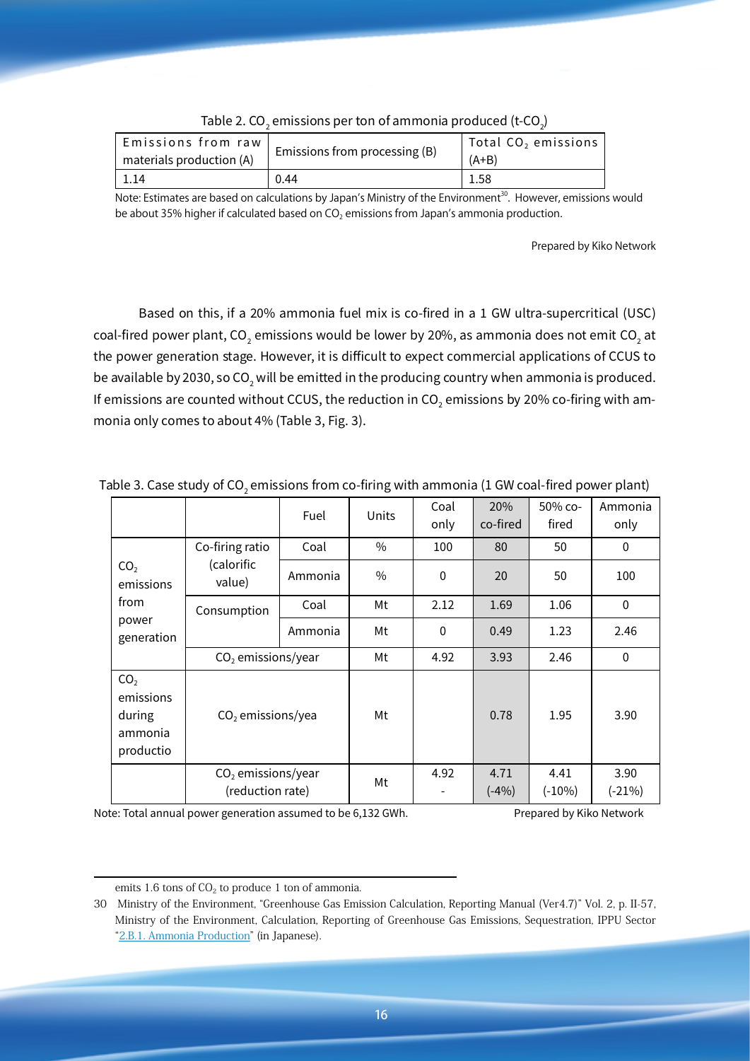Table 2. $CO_2$ emissions per ton of ammonia produced (t-$CO_2$)

| Emissions from raw materials production (A) | Emissions from processing (B) | Total $CO_2$ emissions (A+B) |
|---|---|---|
| 1.14 | 0.44 | 1.58 |

Note: Estimates are based on calculations by Japan's Ministry of the Environment[30]. However, emissions would be about 35% higher if calculated based on $CO_2$ emissions from Japan's ammonia production.

Prepared by Kiko Network

Based on this, if a 20% ammonia fuel mix is co-fired in a 1 GW ultra-supercritical (USC) coal-fired power plant, $CO_2$ emissions would be lower by 20%, as ammonia does not emit $CO_2$ at the power generation stage. However, it is difficult to expect commercial applications of CCUS to be available by 2030, so $CO_2$ will be emitted in the producing country when ammonia is produced. If emissions are counted without CCUS, the reduction in $CO_2$ emissions by 20% co-firing with ammonia only comes to about 4% (Table 3, Fig. 3).

Table 3. Case study of $CO_2$ emissions from co-firing with ammonia (1 GW coal-fired power plant)

| | | Fuel | Units | Coal only | 20% co-fired | 50% co-fired | Ammonia only |
|---|---|---|---|---|---|---|---|
| $CO_2$ emissions from power generation | Co-firing ratio (calorific value) | Coal | % | 100 | 80 | 50 | 0 |
| | | Ammonia | % | 0 | 20 | 50 | 100 |
| | Consumption | Coal | Mt | 2.12 | 1.69 | 1.06 | 0 |
| | | Ammonia | Mt | 0 | 0.49 | 1.23 | 2.46 |
| | $CO_2$ emissions/year | | Mt | 4.92 | 3.93 | 2.46 | 0 |
| $CO_2$ emissions during ammonia productio | $CO_2$ emissions/yea | | Mt | | 0.78 | 1.95 | 3.90 |
| | $CO_2$ emissions/year (reduction rate) | | Mt | 4.92 - | 4.71 (-4%) | 4.41 (-10%) | 3.90 (-21%) |

Note: Total annual power generation assumed to be 6,132 GWh.

Prepared by Kiko Network

---

emits 1.6 tons of $CO_2$ to produce 1 ton of ammonia.

30 Ministry of the Environment, "Greenhouse Gas Emission Calculation, Reporting Manual (Ver4.7)" Vol. 2, p. II-57, Ministry of the Environment, Calculation, Reporting of Greenhouse Gas Emissions, Sequestration, IPPU Sector "2.B.1. Ammonia Production" (in Japanese).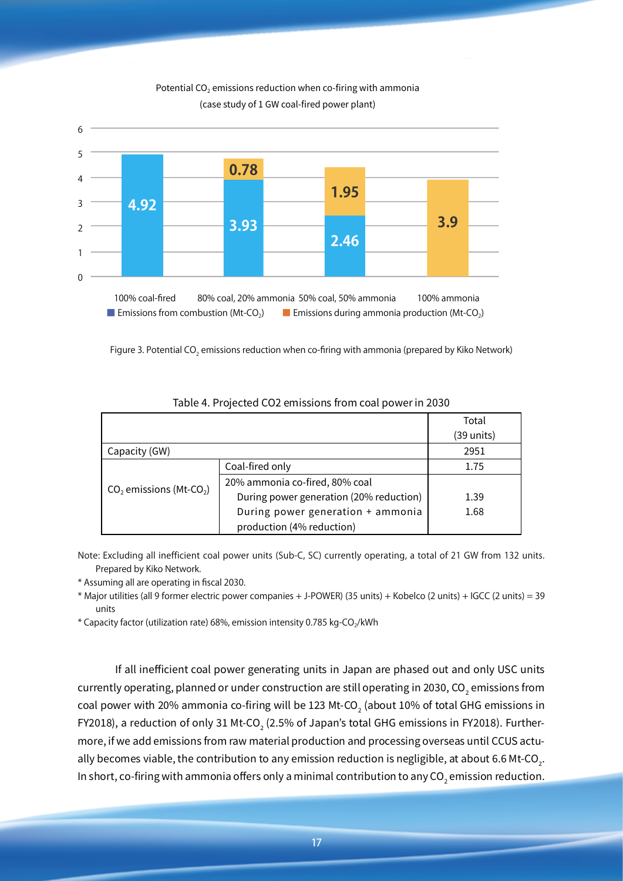Potential $CO_2$ emissions reduction when co-firing with ammonia
(case study of 1 GW coal-fired power plant)

| | Emissions from combustion (Mt-$CO_2$) | Emissions during ammonia production (Mt-$CO_2$) |
|---|---|---|
| 100% coal-fired | 4.92 | |
| 80% coal, 20% ammonia | 3.93 | 0.78 |
| 50% coal, 50% ammonia | 2.46 | 1.95 |
| 100% ammonia | | 3.9 |

Figure 3. Potential $CO_2$ emissions reduction when co-firing with ammonia (prepared by Kiko Network)

Table 4. Projected CO2 emissions from coal power in 2030

| | | Total (39 units) |
|---|---|---|
| Capacity (GW) | | 2951 |
| $CO_2$ emissions (Mt-$CO_2$) | Coal-fired only | 1.75 |
| | 20% ammonia co-fired, 80% coal | |
| | During power generation (20% reduction) | 1.39 |
| | During power generation + ammonia production (4% reduction) | 1.68 |

Note: Excluding all inefficient coal power units (Sub-C, SC) currently operating, a total of 21 GW from 132 units. Prepared by Kiko Network.

\* Assuming all are operating in fiscal 2030.

\* Major utilities (all 9 former electric power companies + J-POWER) (35 units) + Kobelco (2 units) + IGCC (2 units) = 39 units

\* Capacity factor (utilization rate) 68%, emission intensity 0.785 kg-$CO_2$/kWh

If all inefficient coal power generating units in Japan are phased out and only USC units currently operating, planned or under construction are still operating in 2030, $CO_2$ emissions from coal power with 20% ammonia co-firing will be 123 Mt-$CO_2$ (about 10% of total GHG emissions in FY2018), a reduction of only 31 Mt-$CO_2$ (2.5% of Japan's total GHG emissions in FY2018). Furthermore, if we add emissions from raw material production and processing overseas until CCUS actually becomes viable, the contribution to any emission reduction is negligible, at about 6.6 Mt-$CO_2$. In short, co-firing with ammonia offers only a minimal contribution to any $CO_2$ emission reduction.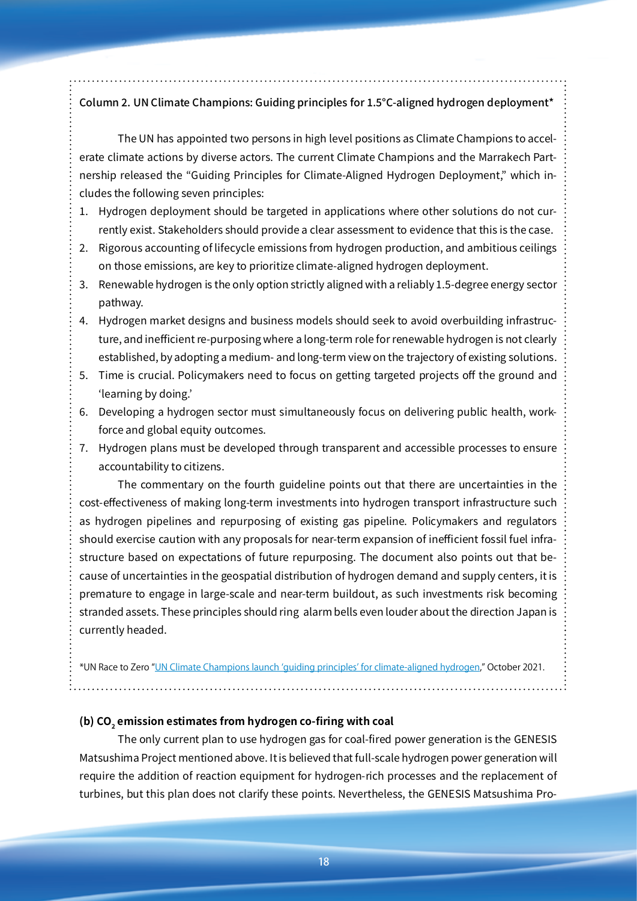### Column 2. UN Climate Champions: Guiding principles for 1.5°C-aligned hydrogen deployment*

The UN has appointed two persons in high level positions as Climate Champions to accelerate climate actions by diverse actors. The current Climate Champions and the Marrakech Partnership released the "Guiding Principles for Climate-Aligned Hydrogen Deployment," which includes the following seven principles:

1. Hydrogen deployment should be targeted in applications where other solutions do not currently exist. Stakeholders should provide a clear assessment to evidence that this is the case.
2. Rigorous accounting of lifecycle emissions from hydrogen production, and ambitious ceilings on those emissions, are key to prioritize climate-aligned hydrogen deployment.
3. Renewable hydrogen is the only option strictly aligned with a reliably 1.5-degree energy sector pathway.
4. Hydrogen market designs and business models should seek to avoid overbuilding infrastructure, and inefficient re-purposing where a long-term role for renewable hydrogen is not clearly established, by adopting a medium- and long-term view on the trajectory of existing solutions.
5. Time is crucial. Policymakers need to focus on getting targeted projects off the ground and 'learning by doing.'
6. Developing a hydrogen sector must simultaneously focus on delivering public health, workforce and global equity outcomes.
7. Hydrogen plans must be developed through transparent and accessible processes to ensure accountability to citizens.

The commentary on the fourth guideline points out that there are uncertainties in the cost-effectiveness of making long-term investments into hydrogen transport infrastructure such as hydrogen pipelines and repurposing of existing gas pipeline. Policymakers and regulators should exercise caution with any proposals for near-term expansion of inefficient fossil fuel infrastructure based on expectations of future repurposing. The document also points out that because of uncertainties in the geospatial distribution of hydrogen demand and supply centers, it is premature to engage in large-scale and near-term buildout, as such investments risk becoming stranded assets. These principles should ring alarm bells even louder about the direction Japan is currently headed.

*UN Race to Zero "UN Climate Champions launch 'guiding principles' for climate-aligned hydrogen," October 2021.

#### (b) $CO_2$ emission estimates from hydrogen co-firing with coal

The only current plan to use hydrogen gas for coal-fired power generation is the GENESIS Matsushima Project mentioned above. It is believed that full-scale hydrogen power generation will require the addition of reaction equipment for hydrogen-rich processes and the replacement of turbines, but this plan does not clarify these points. Nevertheless, the GENESIS Matsushima Pro-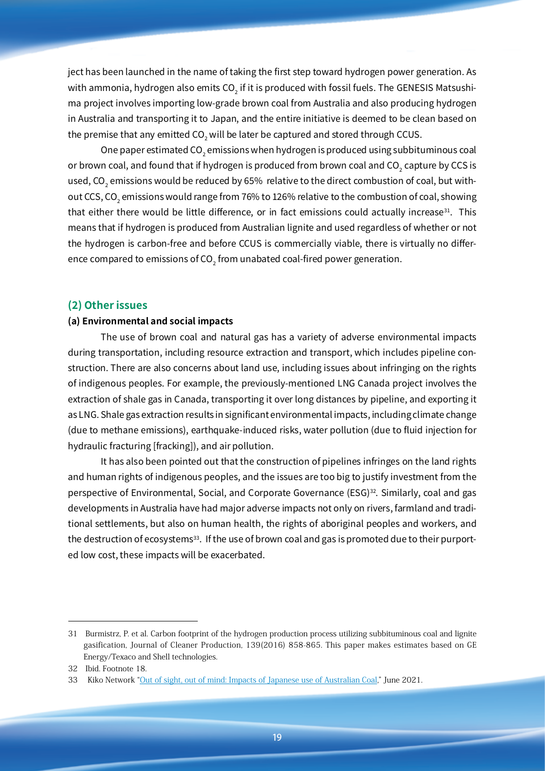ject has been launched in the name of taking the first step toward hydrogen power generation. As with ammonia, hydrogen also emits $CO_2$ if it is produced with fossil fuels. The GENESIS Matsushima project involves importing low-grade brown coal from Australia and also producing hydrogen in Australia and transporting it to Japan, and the entire initiative is deemed to be clean based on the premise that any emitted $CO_2$ will be later be captured and stored through CCUS.

One paper estimated $CO_2$ emissions when hydrogen is produced using subbituminous coal or brown coal, and found that if hydrogen is produced from brown coal and $CO_2$ capture by CCS is used, $CO_2$ emissions would be reduced by 65% relative to the direct combustion of coal, but without CCS, $CO_2$ emissions would range from 76% to 126% relative to the combustion of coal, showing that either there would be little difference, or in fact emissions could actually increase[31]. This means that if hydrogen is produced from Australian lignite and used regardless of whether or not the hydrogen is carbon-free and before CCUS is commercially viable, there is virtually no difference compared to emissions of $CO_2$ from unabated coal-fired power generation.

## (2) Other issues

### (a) Environmental and social impacts

The use of brown coal and natural gas has a variety of adverse environmental impacts during transportation, including resource extraction and transport, which includes pipeline construction. There are also concerns about land use, including issues about infringing on the rights of indigenous peoples. For example, the previously-mentioned LNG Canada project involves the extraction of shale gas in Canada, transporting it over long distances by pipeline, and exporting it as LNG. Shale gas extraction results in significant environmental impacts, including climate change (due to methane emissions), earthquake-induced risks, water pollution (due to fluid injection for hydraulic fracturing [fracking]), and air pollution.

It has also been pointed out that the construction of pipelines infringes on the land rights and human rights of indigenous peoples, and the issues are too big to justify investment from the perspective of Environmental, Social, and Corporate Governance (ESG)[32]. Similarly, coal and gas developments in Australia have had major adverse impacts not only on rivers, farmland and traditional settlements, but also on human health, the rights of aboriginal peoples and workers, and the destruction of ecosystems[33]. If the use of brown coal and gas is promoted due to their purported low cost, these impacts will be exacerbated.

---

31 Burmistrz, P. et al. Carbon footprint of the hydrogen production process utilizing subbituminous coal and lignite gasification, Journal of Cleaner Production, 139(2016) 858-865. This paper makes estimates based on GE Energy/Texaco and Shell technologies.

32 Ibid. Footnote 18.

33 Kiko Network "Out of sight, out of mind: Impacts of Japanese use of Australian Coal," June 2021.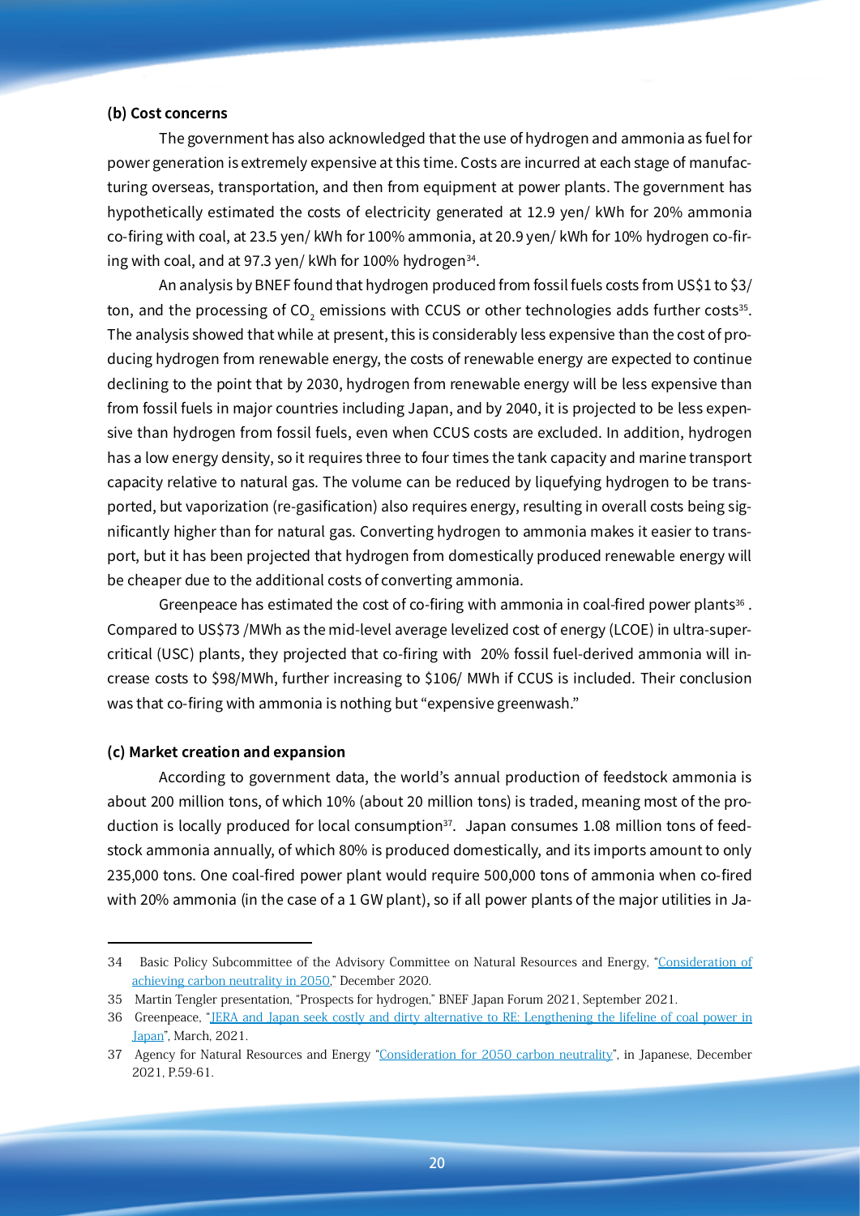**(b) Cost concerns**

The government has also acknowledged that the use of hydrogen and ammonia as fuel for power generation is extremely expensive at this time. Costs are incurred at each stage of manufacturing overseas, transportation, and then from equipment at power plants. The government has hypothetically estimated the costs of electricity generated at 12.9 yen/ kWh for 20% ammonia co-firing with coal, at 23.5 yen/ kWh for 100% ammonia, at 20.9 yen/ kWh for 10% hydrogen co-firing with coal, and at 97.3 yen/ kWh for 100% hydrogen[34].

An analysis by BNEF found that hydrogen produced from fossil fuels costs from US$1 to $3/ ton, and the processing of $CO_2$ emissions with CCUS or other technologies adds further costs[35]. The analysis showed that while at present, this is considerably less expensive than the cost of producing hydrogen from renewable energy, the costs of renewable energy are expected to continue declining to the point that by 2030, hydrogen from renewable energy will be less expensive than from fossil fuels in major countries including Japan, and by 2040, it is projected to be less expensive than hydrogen from fossil fuels, even when CCUS costs are excluded. In addition, hydrogen has a low energy density, so it requires three to four times the tank capacity and marine transport capacity relative to natural gas. The volume can be reduced by liquefying hydrogen to be transported, but vaporization (re-gasification) also requires energy, resulting in overall costs being significantly higher than for natural gas. Converting hydrogen to ammonia makes it easier to transport, but it has been projected that hydrogen from domestically produced renewable energy will be cheaper due to the additional costs of converting ammonia.

Greenpeace has estimated the cost of co-firing with ammonia in coal-fired power plants[36]. Compared to US$73 /MWh as the mid-level average levelized cost of energy (LCOE) in ultra-supercritical (USC) plants, they projected that co-firing with 20% fossil fuel-derived ammonia will increase costs to $98/MWh, further increasing to $106/ MWh if CCUS is included. Their conclusion was that co-firing with ammonia is nothing but "expensive greenwash."

**(c) Market creation and expansion**

According to government data, the world's annual production of feedstock ammonia is about 200 million tons, of which 10% (about 20 million tons) is traded, meaning most of the production is locally produced for local consumption[37]. Japan consumes 1.08 million tons of feedstock ammonia annually, of which 80% is produced domestically, and its imports amount to only 235,000 tons. One coal-fired power plant would require 500,000 tons of ammonia when co-fired with 20% ammonia (in the case of a 1 GW plant), so if all power plants of the major utilities in Ja-

---

34 Basic Policy Subcommittee of the Advisory Committee on Natural Resources and Energy, "Consideration of achieving carbon neutrality in 2050," December 2020.

35 Martin Tengler presentation, "Prospects for hydrogen," BNEF Japan Forum 2021, September 2021.

36 Greenpeace, "JERA and Japan seek costly and dirty alternative to RE: Lengthening the lifeline of coal power in Japan", March, 2021.

37 Agency for Natural Resources and Energy "Consideration for 2050 carbon neutrality", in Japanese, December 2021, P.59-61.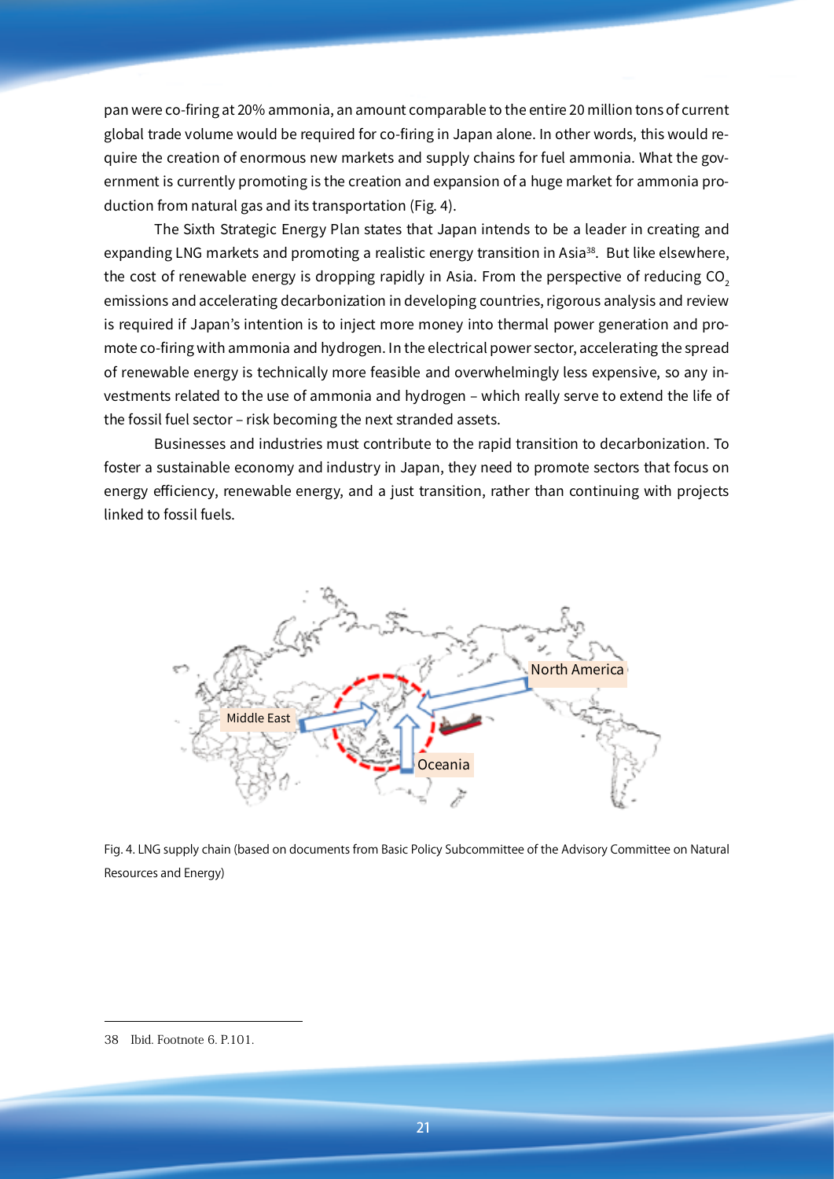pan were co-firing at 20% ammonia, an amount comparable to the entire 20 million tons of current global trade volume would be required for co-firing in Japan alone. In other words, this would require the creation of enormous new markets and supply chains for fuel ammonia. What the government is currently promoting is the creation and expansion of a huge market for ammonia production from natural gas and its transportation (Fig. 4).

The Sixth Strategic Energy Plan states that Japan intends to be a leader in creating and expanding LNG markets and promoting a realistic energy transition in Asia[38]. But like elsewhere, the cost of renewable energy is dropping rapidly in Asia. From the perspective of reducing $CO_2$ emissions and accelerating decarbonization in developing countries, rigorous analysis and review is required if Japan's intention is to inject more money into thermal power generation and promote co-firing with ammonia and hydrogen. In the electrical power sector, accelerating the spread of renewable energy is technically more feasible and overwhelmingly less expensive, so any investments related to the use of ammonia and hydrogen – which really serve to extend the life of the fossil fuel sector – risk becoming the next stranded assets.

Businesses and industries must contribute to the rapid transition to decarbonization. To foster a sustainable economy and industry in Japan, they need to promote sectors that focus on energy efficiency, renewable energy, and a just transition, rather than continuing with projects linked to fossil fuels.

Middle East

North America

Oceania

Fig. 4. LNG supply chain (based on documents from Basic Policy Subcommittee of the Advisory Committee on Natural Resources and Energy)

38 Ibid. Footnote 6. P.101.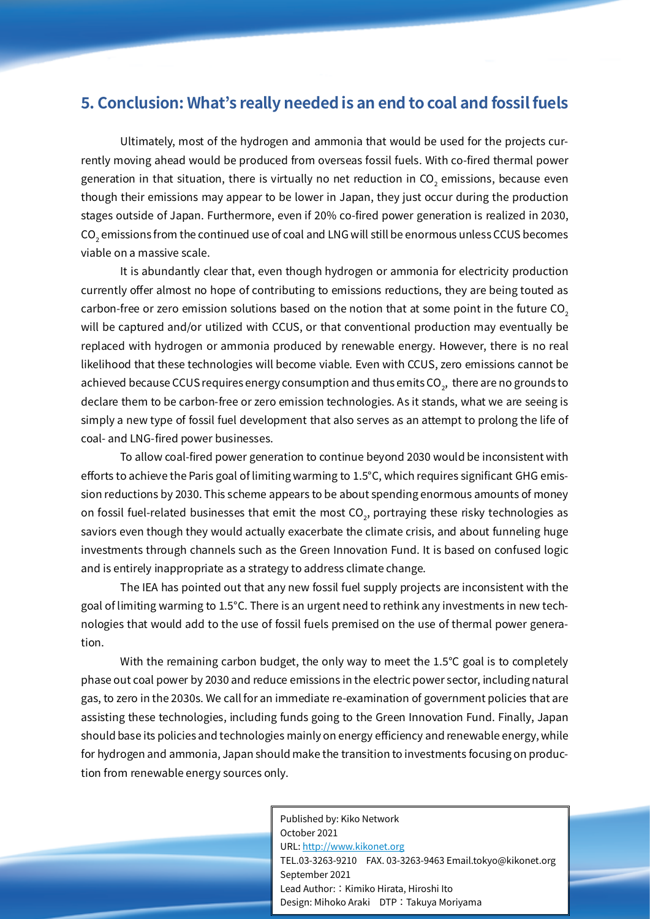## 5. Conclusion: What's really needed is an end to coal and fossil fuels

Ultimately, most of the hydrogen and ammonia that would be used for the projects currently moving ahead would be produced from overseas fossil fuels. With co-fired thermal power generation in that situation, there is virtually no net reduction in $CO_2$ emissions, because even though their emissions may appear to be lower in Japan, they just occur during the production stages outside of Japan. Furthermore, even if 20% co-fired power generation is realized in 2030, $CO_2$ emissions from the continued use of coal and LNG will still be enormous unless CCUS becomes viable on a massive scale.

It is abundantly clear that, even though hydrogen or ammonia for electricity production currently offer almost no hope of contributing to emissions reductions, they are being touted as carbon-free or zero emission solutions based on the notion that at some point in the future $CO_2$ will be captured and/or utilized with CCUS, or that conventional production may eventually be replaced with hydrogen or ammonia produced by renewable energy. However, there is no real likelihood that these technologies will become viable. Even with CCUS, zero emissions cannot be achieved because CCUS requires energy consumption and thus emits $CO_2$, there are no grounds to declare them to be carbon-free or zero emission technologies. As it stands, what we are seeing is simply a new type of fossil fuel development that also serves as an attempt to prolong the life of coal- and LNG-fired power businesses.

To allow coal-fired power generation to continue beyond 2030 would be inconsistent with efforts to achieve the Paris goal of limiting warming to 1.5°C, which requires significant GHG emission reductions by 2030. This scheme appears to be about spending enormous amounts of money on fossil fuel-related businesses that emit the most $CO_2$, portraying these risky technologies as saviors even though they would actually exacerbate the climate crisis, and about funneling huge investments through channels such as the Green Innovation Fund. It is based on confused logic and is entirely inappropriate as a strategy to address climate change.

The IEA has pointed out that any new fossil fuel supply projects are inconsistent with the goal of limiting warming to 1.5°C. There is an urgent need to rethink any investments in new technologies that would add to the use of fossil fuels premised on the use of thermal power generation.

With the remaining carbon budget, the only way to meet the 1.5℃ goal is to completely phase out coal power by 2030 and reduce emissions in the electric power sector, including natural gas, to zero in the 2030s. We call for an immediate re-examination of government policies that are assisting these technologies, including funds going to the Green Innovation Fund. Finally, Japan should base its policies and technologies mainly on energy efficiency and renewable energy, while for hydrogen and ammonia, Japan should make the transition to investments focusing on production from renewable energy sources only.

Published by: Kiko Network
October 2021
URL: http://www.kikonet.org
TEL.03-3263-9210 FAX. 03-3263-9463 Email.tokyo@kikonet.org
September 2021
Lead Author: ：Kimiko Hirata, Hiroshi Ito
Design: Mihoko Araki DTP：Takuya Moriyama